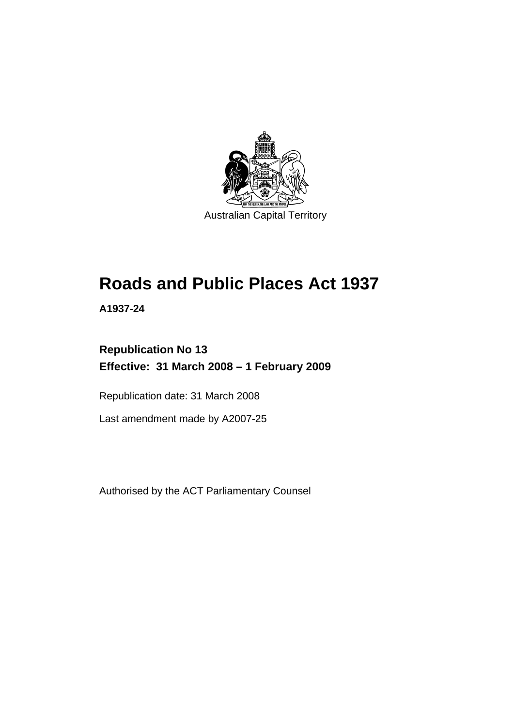Australian Capital Territory

# Roads and Public Places Act 1937

**A1937-24**

**Republication No 13**
**Effective: 31 March 2008 – 1 February 2009**

Republication date: 31 March 2008

Last amendment made by A2007-25

Authorised by the ACT Parliamentary Counsel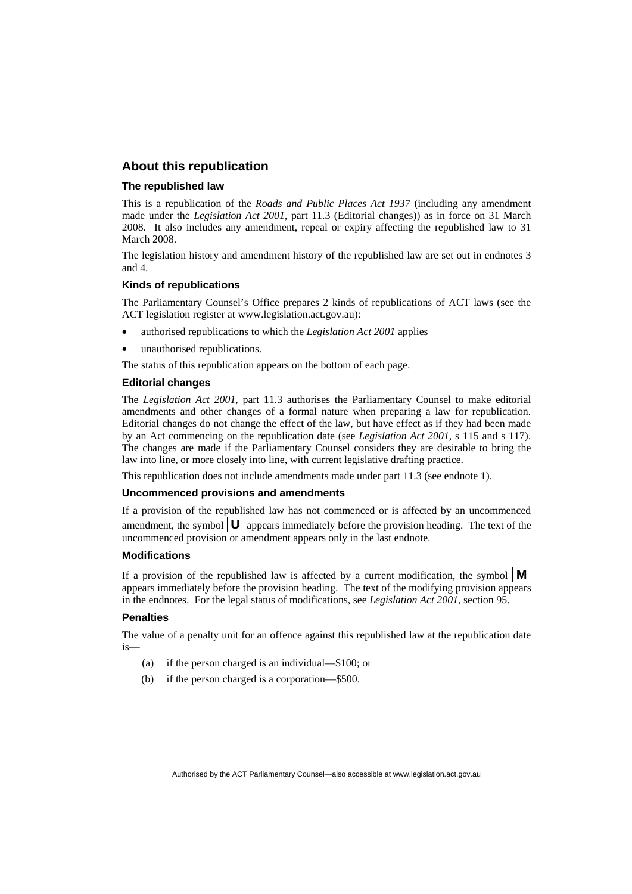## About this republication

### The republished law

This is a republication of the *Roads and Public Places Act 1937* (including any amendment made under the *Legislation Act 2001*, part 11.3 (Editorial changes)) as in force on 31 March 2008*.* It also includes any amendment, repeal or expiry affecting the republished law to 31 March 2008.

The legislation history and amendment history of the republished law are set out in endnotes 3 and 4.

### Kinds of republications

The Parliamentary Counsel's Office prepares 2 kinds of republications of ACT laws (see the ACT legislation register at www.legislation.act.gov.au):

- authorised republications to which the *Legislation Act 2001* applies
- unauthorised republications.

The status of this republication appears on the bottom of each page.

### Editorial changes

The *Legislation Act 2001*, part 11.3 authorises the Parliamentary Counsel to make editorial amendments and other changes of a formal nature when preparing a law for republication. Editorial changes do not change the effect of the law, but have effect as if they had been made by an Act commencing on the republication date (see *Legislation Act 2001*, s 115 and s 117). The changes are made if the Parliamentary Counsel considers they are desirable to bring the law into line, or more closely into line, with current legislative drafting practice.

This republication does not include amendments made under part 11.3 (see endnote 1).

### Uncommenced provisions and amendments

If a provision of the republished law has not commenced or is affected by an uncommenced amendment, the symbol **U** appears immediately before the provision heading. The text of the uncommenced provision or amendment appears only in the last endnote.

### Modifications

If a provision of the republished law is affected by a current modification, the symbol **M** appears immediately before the provision heading. The text of the modifying provision appears in the endnotes. For the legal status of modifications, see *Legislation Act 2001*, section 95.

### Penalties

The value of a penalty unit for an offence against this republished law at the republication date is—

(a) if the person charged is an individual—$100; or

(b) if the person charged is a corporation—$500.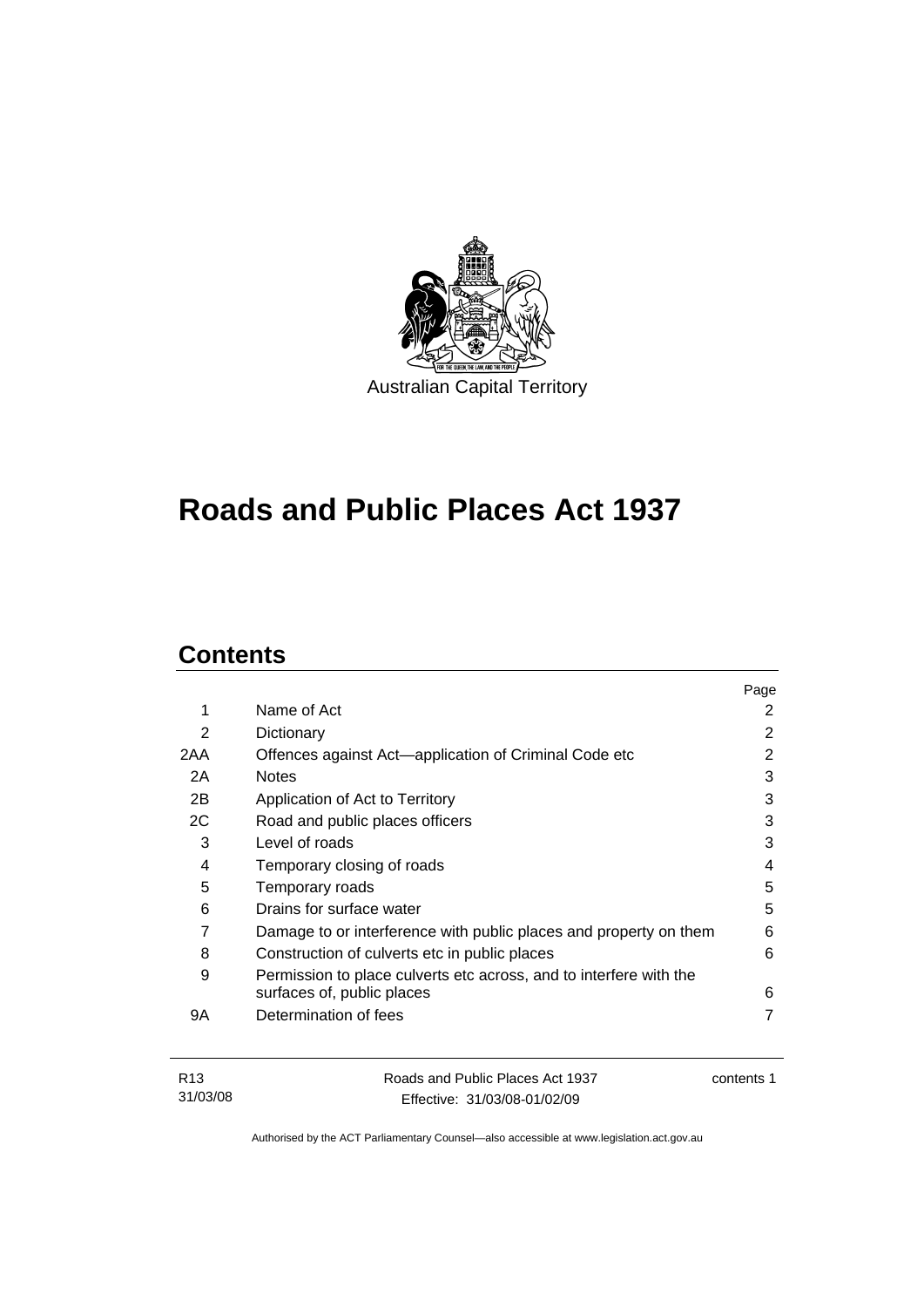Australian Capital Territory

# Roads and Public Places Act 1937

## Contents

| | | Page |
|---|---|---|
| 1 | Name of Act | 2 |
| 2 | Dictionary | 2 |
| 2AA | Offences against Act—application of Criminal Code etc | 2 |
| 2A | Notes | 3 |
| 2B | Application of Act to Territory | 3 |
| 2C | Road and public places officers | 3 |
| 3 | Level of roads | 3 |
| 4 | Temporary closing of roads | 4 |
| 5 | Temporary roads | 5 |
| 6 | Drains for surface water | 5 |
| 7 | Damage to or interference with public places and property on them | 6 |
| 8 | Construction of culverts etc in public places | 6 |
| 9 | Permission to place culverts etc across, and to interfere with the surfaces of, public places | 6 |
| 9A | Determination of fees | 7 |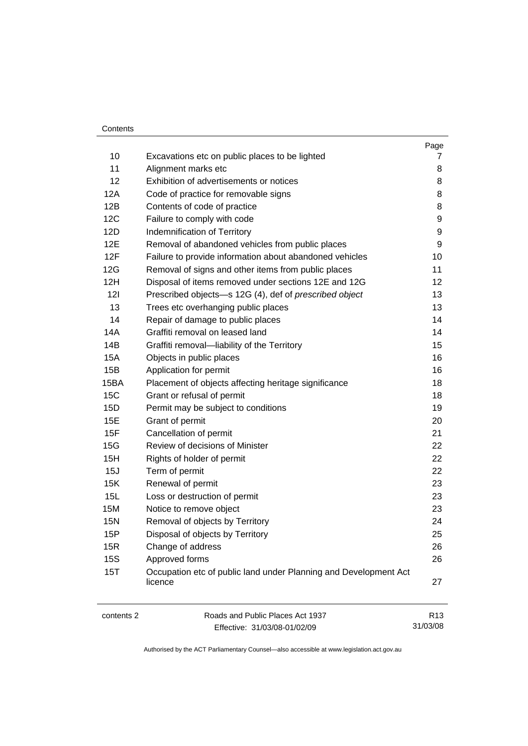| | | Page |
|---|---|---|
| 10 | Excavations etc on public places to be lighted | 7 |
| 11 | Alignment marks etc | 8 |
| 12 | Exhibition of advertisements or notices | 8 |
| 12A | Code of practice for removable signs | 8 |
| 12B | Contents of code of practice | 8 |
| 12C | Failure to comply with code | 9 |
| 12D | Indemnification of Territory | 9 |
| 12E | Removal of abandoned vehicles from public places | 9 |
| 12F | Failure to provide information about abandoned vehicles | 10 |
| 12G | Removal of signs and other items from public places | 11 |
| 12H | Disposal of items removed under sections 12E and 12G | 12 |
| 12I | Prescribed objects—s 12G (4), def of *prescribed object* | 13 |
| 13 | Trees etc overhanging public places | 13 |
| 14 | Repair of damage to public places | 14 |
| 14A | Graffiti removal on leased land | 14 |
| 14B | Graffiti removal—liability of the Territory | 15 |
| 15A | Objects in public places | 16 |
| 15B | Application for permit | 16 |
| 15BA | Placement of objects affecting heritage significance | 18 |
| 15C | Grant or refusal of permit | 18 |
| 15D | Permit may be subject to conditions | 19 |
| 15E | Grant of permit | 20 |
| 15F | Cancellation of permit | 21 |
| 15G | Review of decisions of Minister | 22 |
| 15H | Rights of holder of permit | 22 |
| 15J | Term of permit | 22 |
| 15K | Renewal of permit | 23 |
| 15L | Loss or destruction of permit | 23 |
| 15M | Notice to remove object | 23 |
| 15N | Removal of objects by Territory | 24 |
| 15P | Disposal of objects by Territory | 25 |
| 15R | Change of address | 26 |
| 15S | Approved forms | 26 |
| 15T | Occupation etc of public land under Planning and Development Act licence | 27 |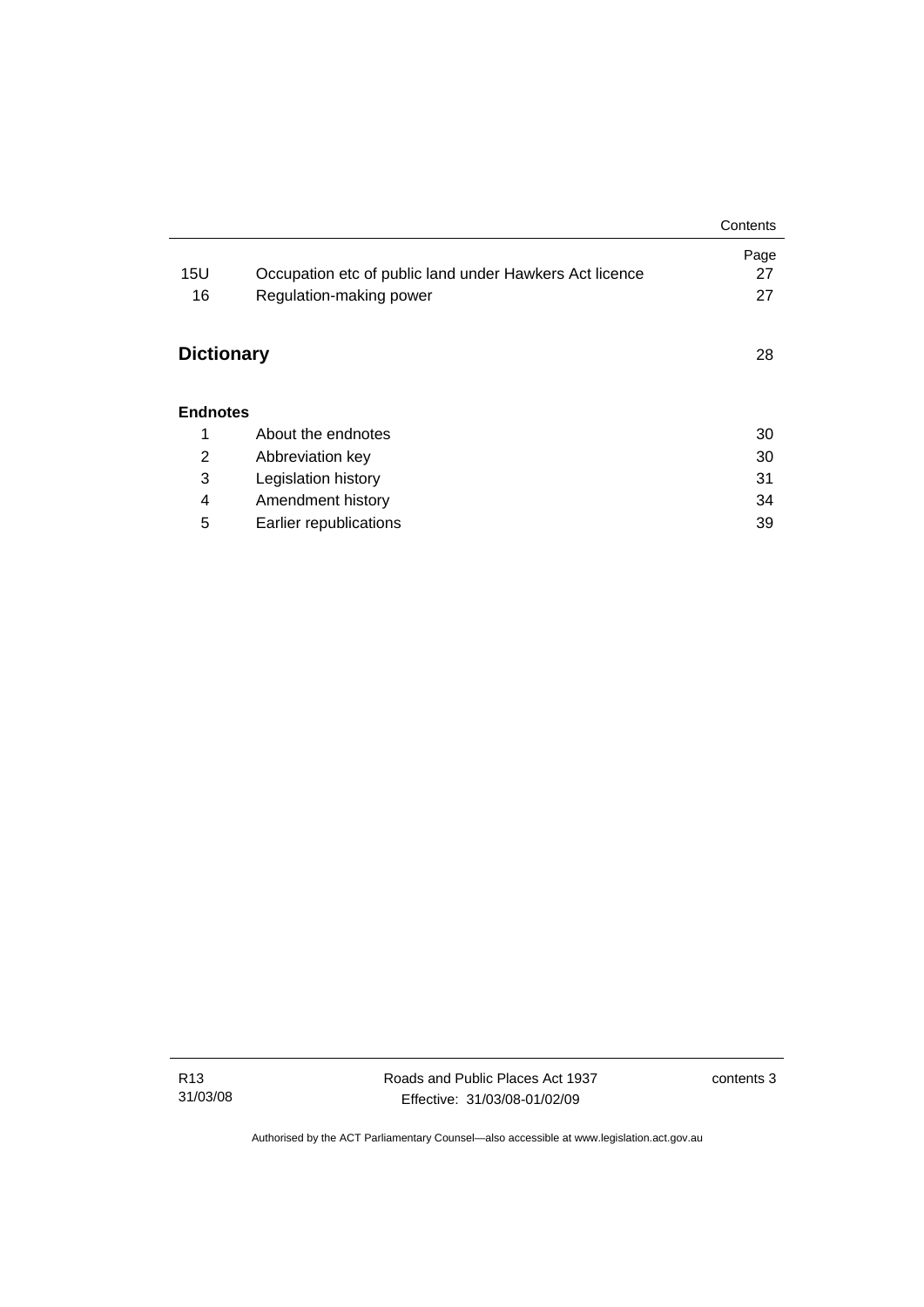| | | Page |
|---|---|---|
| 15U | Occupation etc of public land under Hawkers Act licence | 27 |
| 16 | Regulation-making power | 27 |

**Dictionary** 28

**Endnotes**

| | | |
|---|---|---|
| 1 | About the endnotes | 30 |
| 2 | Abbreviation key | 30 |
| 3 | Legislation history | 31 |
| 4 | Amendment history | 34 |
| 5 | Earlier republications | 39 |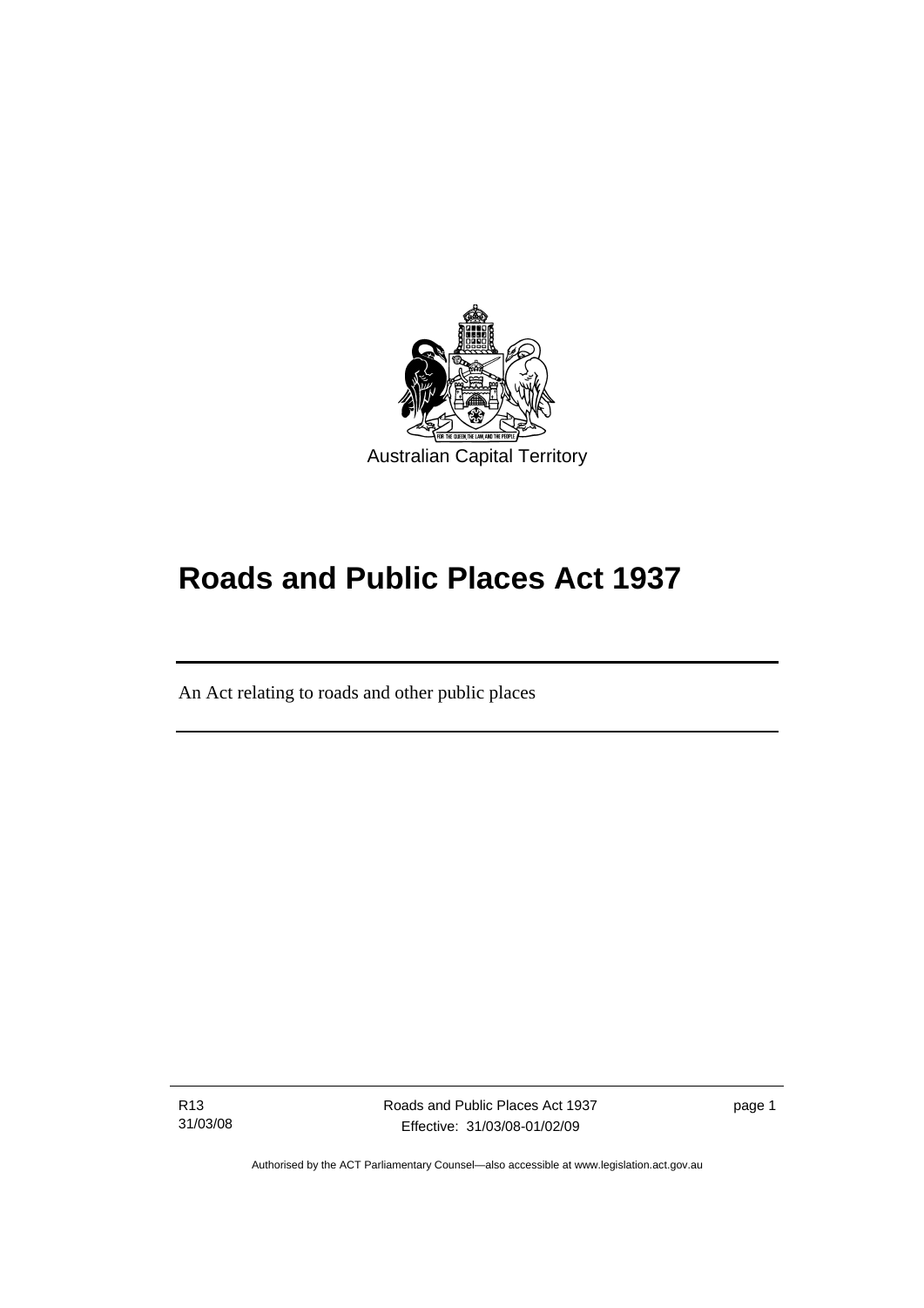Australian Capital Territory

# Roads and Public Places Act 1937

An Act relating to roads and other public places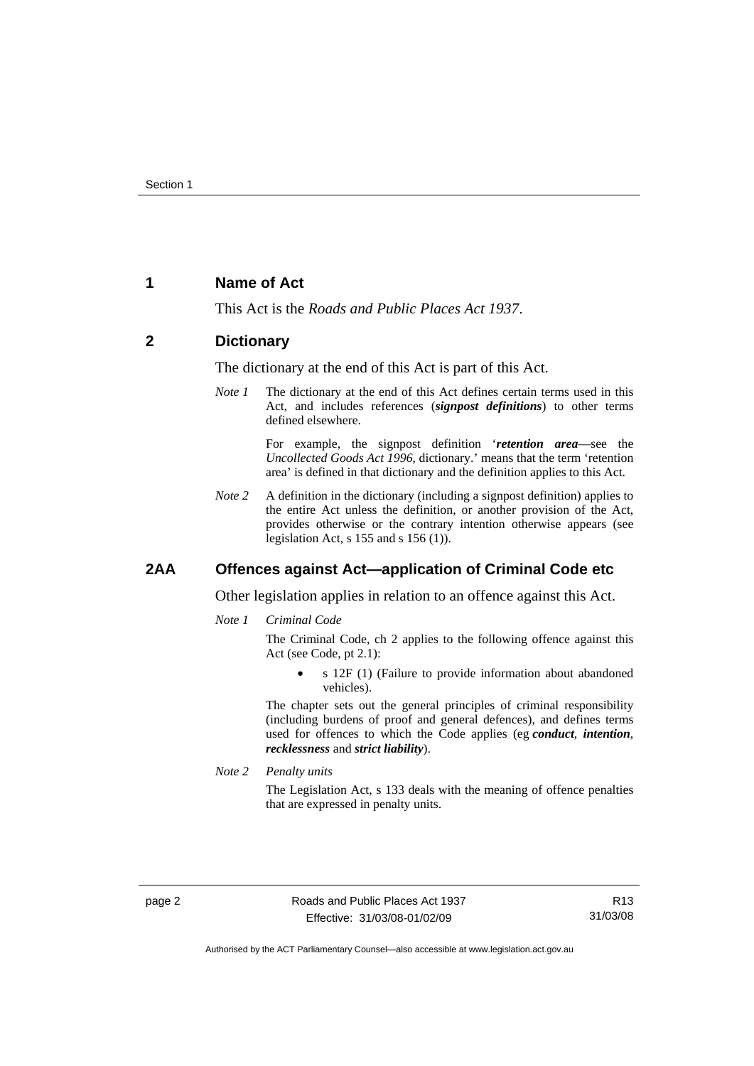## 1 Name of Act

This Act is the *Roads and Public Places Act 1937*.

## 2 Dictionary

The dictionary at the end of this Act is part of this Act.

*Note 1* The dictionary at the end of this Act defines certain terms used in this Act, and includes references (***signpost definitions***) to other terms defined elsewhere.

For example, the signpost definition '***retention area***—see the *Uncollected Goods Act 1996*, dictionary.' means that the term 'retention area' is defined in that dictionary and the definition applies to this Act.

*Note 2* A definition in the dictionary (including a signpost definition) applies to the entire Act unless the definition, or another provision of the Act, provides otherwise or the contrary intention otherwise appears (see legislation Act, s 155 and s 156 (1)).

## 2AA Offences against Act—application of Criminal Code etc

Other legislation applies in relation to an offence against this Act.

*Note 1* *Criminal Code*

The Criminal Code, ch 2 applies to the following offence against this Act (see Code, pt 2.1):

- s 12F (1) (Failure to provide information about abandoned vehicles).

The chapter sets out the general principles of criminal responsibility (including burdens of proof and general defences), and defines terms used for offences to which the Code applies (eg ***conduct***, ***intention***, ***recklessness*** and ***strict liability***).

*Note 2* *Penalty units*

The Legislation Act, s 133 deals with the meaning of offence penalties that are expressed in penalty units.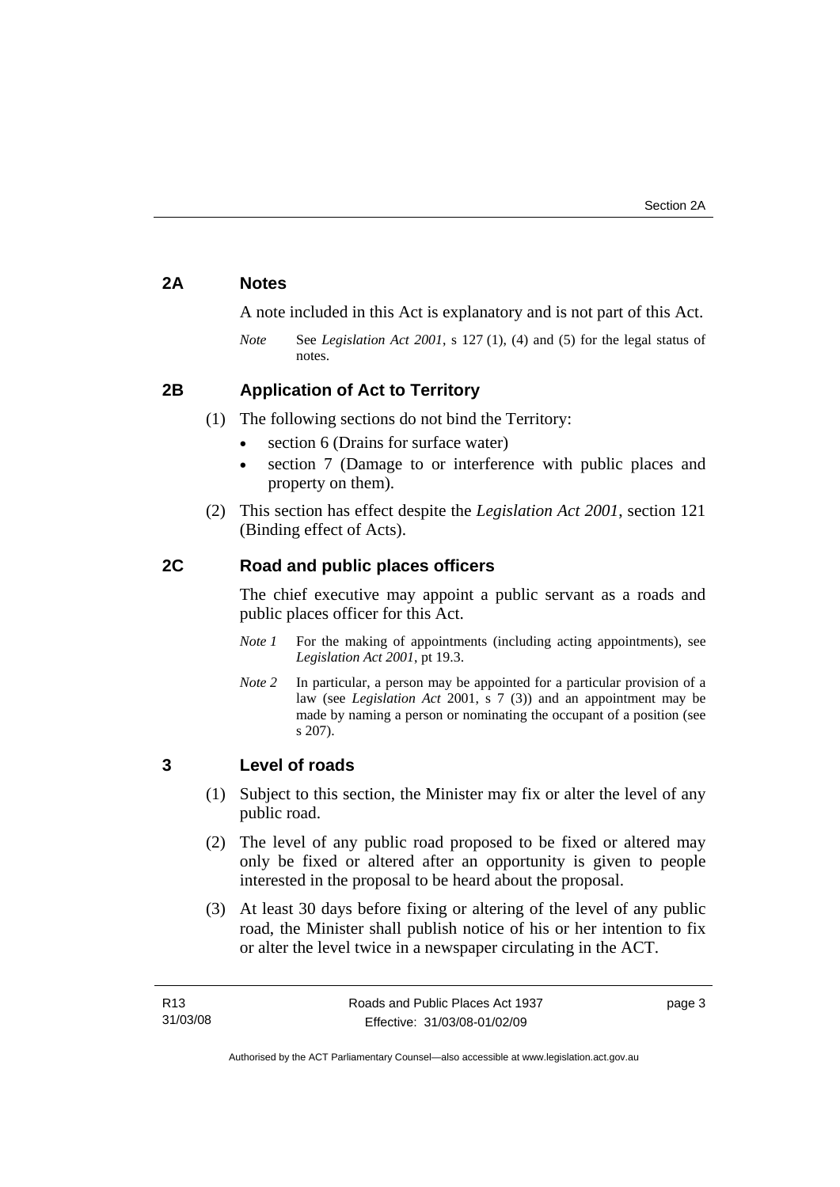## 2A Notes

A note included in this Act is explanatory and is not part of this Act.

*Note* See *Legislation Act 2001*, s 127 (1), (4) and (5) for the legal status of notes.

## 2B Application of Act to Territory

(1) The following sections do not bind the Territory:

- section 6 (Drains for surface water)
- section 7 (Damage to or interference with public places and property on them).

(2) This section has effect despite the *Legislation Act 2001*, section 121 (Binding effect of Acts).

## 2C Road and public places officers

The chief executive may appoint a public servant as a roads and public places officer for this Act.

*Note 1* For the making of appointments (including acting appointments), see *Legislation Act 2001*, pt 19.3.

*Note 2* In particular, a person may be appointed for a particular provision of a law (see *Legislation Act* 2001, s 7 (3)) and an appointment may be made by naming a person or nominating the occupant of a position (see s 207).

## 3 Level of roads

(1) Subject to this section, the Minister may fix or alter the level of any public road.

(2) The level of any public road proposed to be fixed or altered may only be fixed or altered after an opportunity is given to people interested in the proposal to be heard about the proposal.

(3) At least 30 days before fixing or altering of the level of any public road, the Minister shall publish notice of his or her intention to fix or alter the level twice in a newspaper circulating in the ACT.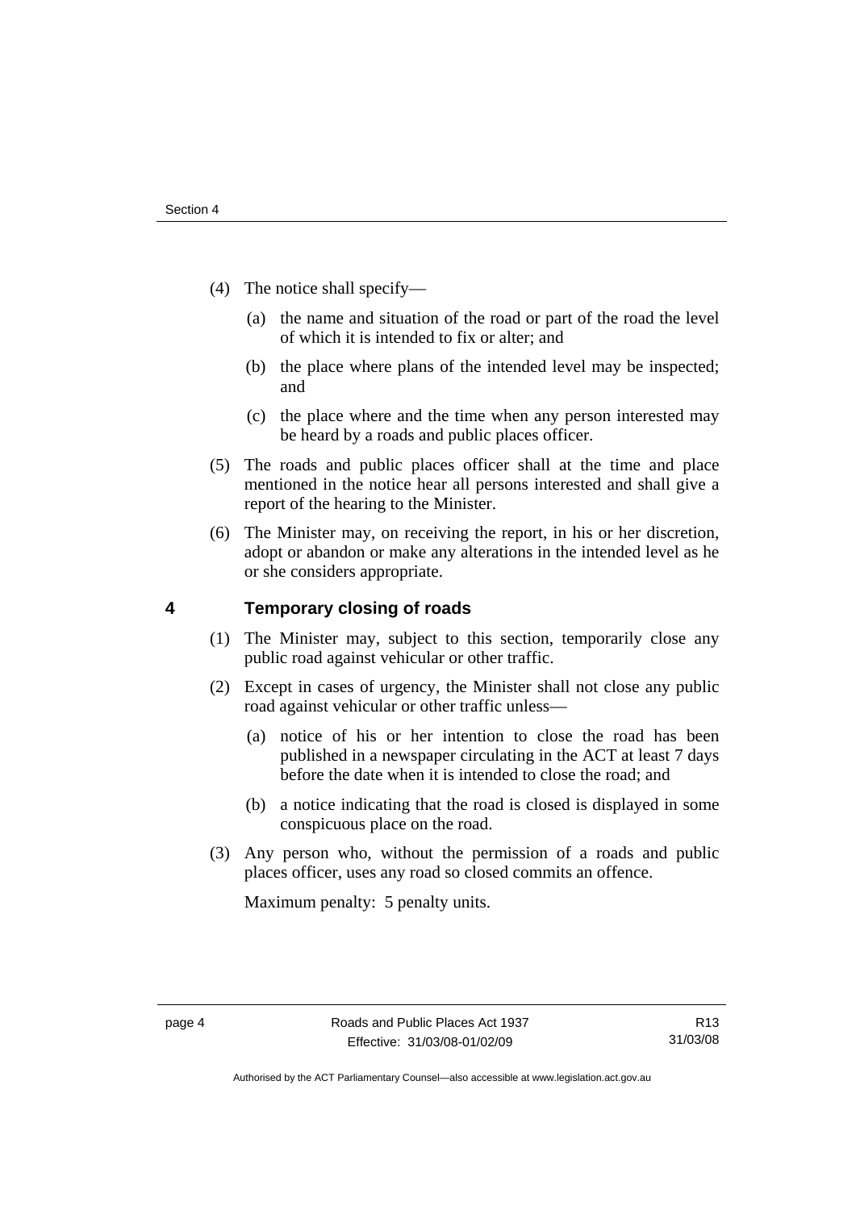(4) The notice shall specify—

(a) the name and situation of the road or part of the road the level of which it is intended to fix or alter; and

(b) the place where plans of the intended level may be inspected; and

(c) the place where and the time when any person interested may be heard by a roads and public places officer.

(5) The roads and public places officer shall at the time and place mentioned in the notice hear all persons interested and shall give a report of the hearing to the Minister.

(6) The Minister may, on receiving the report, in his or her discretion, adopt or abandon or make any alterations in the intended level as he or she considers appropriate.

## 4 Temporary closing of roads

(1) The Minister may, subject to this section, temporarily close any public road against vehicular or other traffic.

(2) Except in cases of urgency, the Minister shall not close any public road against vehicular or other traffic unless—

(a) notice of his or her intention to close the road has been published in a newspaper circulating in the ACT at least 7 days before the date when it is intended to close the road; and

(b) a notice indicating that the road is closed is displayed in some conspicuous place on the road.

(3) Any person who, without the permission of a roads and public places officer, uses any road so closed commits an offence.

Maximum penalty: 5 penalty units.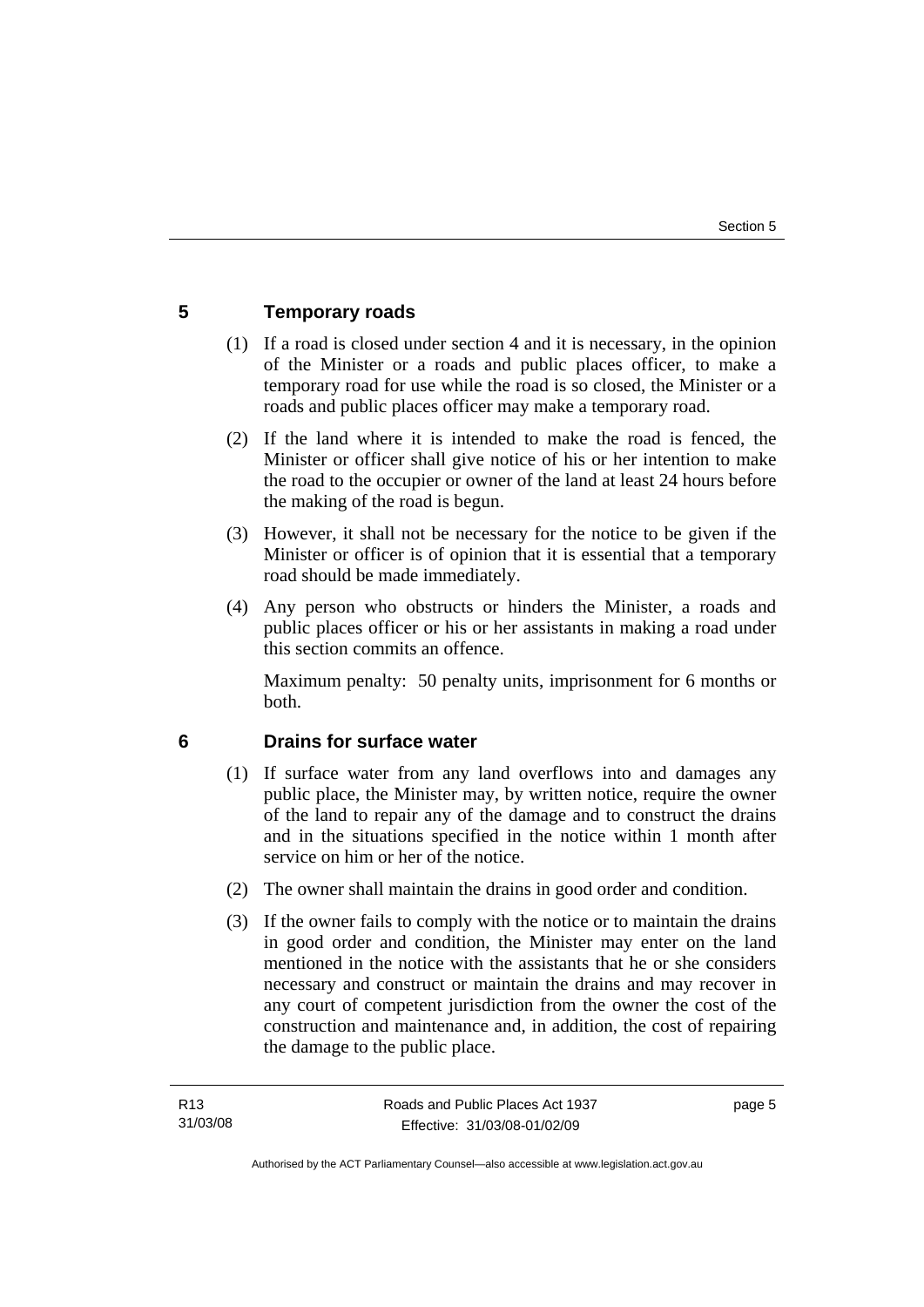## 5 Temporary roads

(1) If a road is closed under section 4 and it is necessary, in the opinion of the Minister or a roads and public places officer, to make a temporary road for use while the road is so closed, the Minister or a roads and public places officer may make a temporary road.

(2) If the land where it is intended to make the road is fenced, the Minister or officer shall give notice of his or her intention to make the road to the occupier or owner of the land at least 24 hours before the making of the road is begun.

(3) However, it shall not be necessary for the notice to be given if the Minister or officer is of opinion that it is essential that a temporary road should be made immediately.

(4) Any person who obstructs or hinders the Minister, a roads and public places officer or his or her assistants in making a road under this section commits an offence.

Maximum penalty: 50 penalty units, imprisonment for 6 months or both.

## 6 Drains for surface water

(1) If surface water from any land overflows into and damages any public place, the Minister may, by written notice, require the owner of the land to repair any of the damage and to construct the drains and in the situations specified in the notice within 1 month after service on him or her of the notice.

(2) The owner shall maintain the drains in good order and condition.

(3) If the owner fails to comply with the notice or to maintain the drains in good order and condition, the Minister may enter on the land mentioned in the notice with the assistants that he or she considers necessary and construct or maintain the drains and may recover in any court of competent jurisdiction from the owner the cost of the construction and maintenance and, in addition, the cost of repairing the damage to the public place.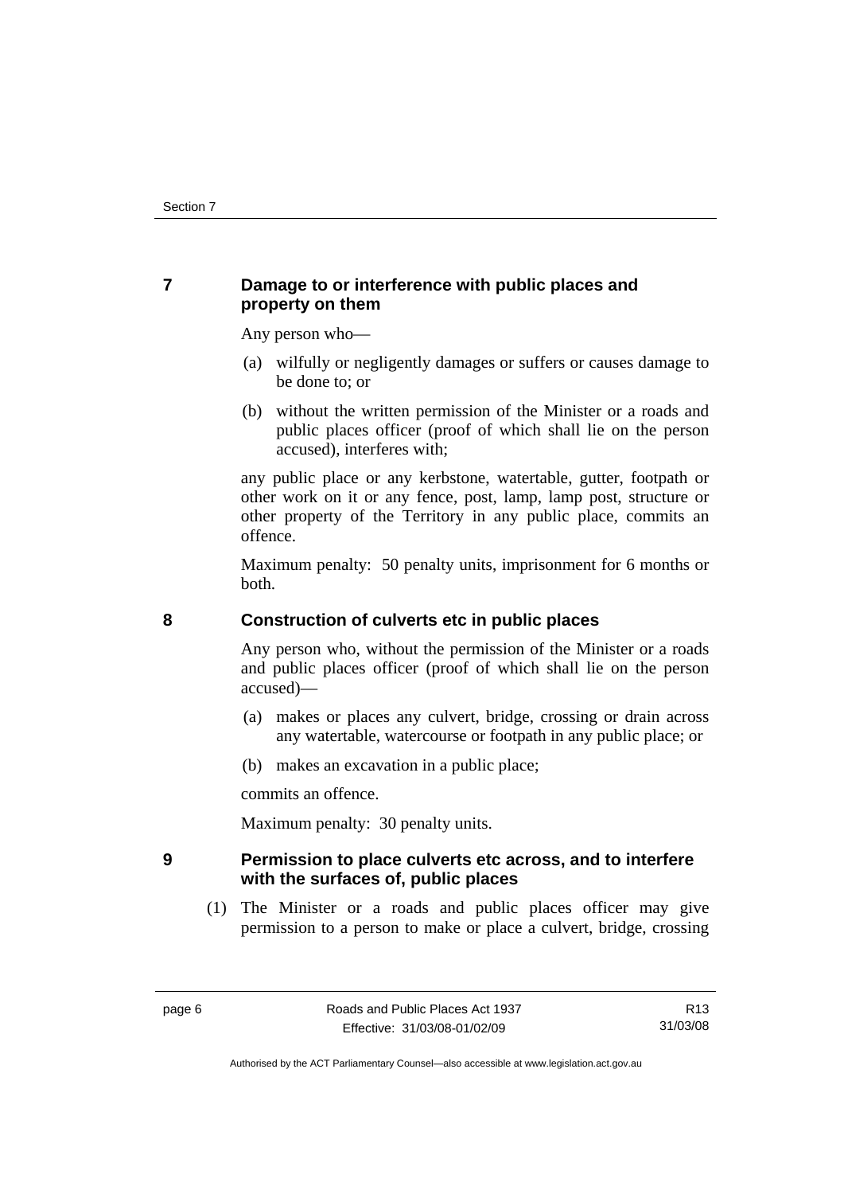## 7 Damage to or interference with public places and property on them

Any person who—

(a) wilfully or negligently damages or suffers or causes damage to be done to; or

(b) without the written permission of the Minister or a roads and public places officer (proof of which shall lie on the person accused), interferes with;

any public place or any kerbstone, watertable, gutter, footpath or other work on it or any fence, post, lamp, lamp post, structure or other property of the Territory in any public place, commits an offence.

Maximum penalty: 50 penalty units, imprisonment for 6 months or both.

## 8 Construction of culverts etc in public places

Any person who, without the permission of the Minister or a roads and public places officer (proof of which shall lie on the person accused)—

(a) makes or places any culvert, bridge, crossing or drain across any watertable, watercourse or footpath in any public place; or

(b) makes an excavation in a public place;

commits an offence.

Maximum penalty: 30 penalty units.

## 9 Permission to place culverts etc across, and to interfere with the surfaces of, public places

(1) The Minister or a roads and public places officer may give permission to a person to make or place a culvert, bridge, crossing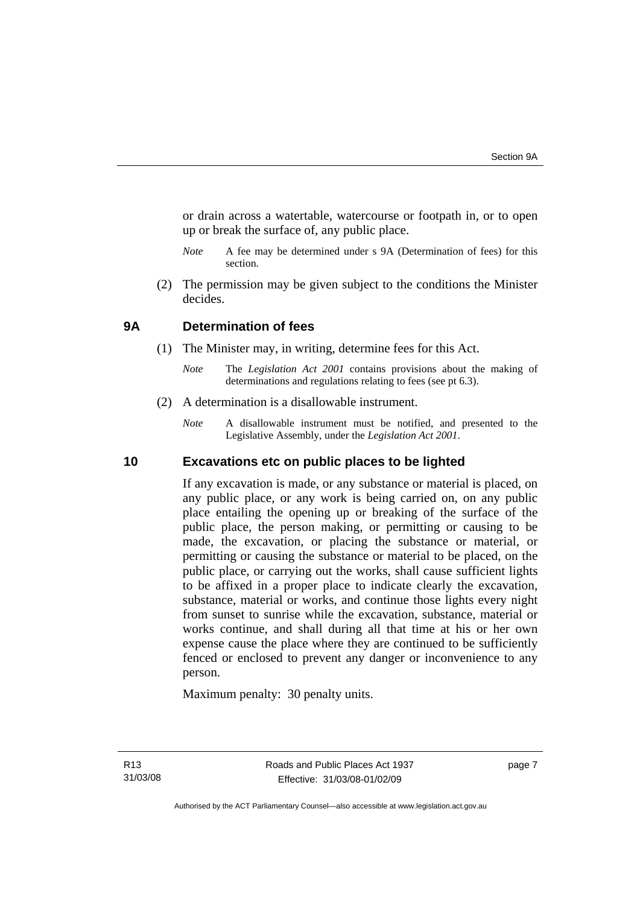or drain across a watertable, watercourse or footpath in, or to open up or break the surface of, any public place.

*Note* A fee may be determined under s 9A (Determination of fees) for this section.

(2) The permission may be given subject to the conditions the Minister decides.

### 9A Determination of fees

(1) The Minister may, in writing, determine fees for this Act.

*Note* The *Legislation Act 2001* contains provisions about the making of determinations and regulations relating to fees (see pt 6.3).

(2) A determination is a disallowable instrument.

*Note* A disallowable instrument must be notified, and presented to the Legislative Assembly, under the *Legislation Act 2001*.

### 10 Excavations etc on public places to be lighted

If any excavation is made, or any substance or material is placed, on any public place, or any work is being carried on, on any public place entailing the opening up or breaking of the surface of the public place, the person making, or permitting or causing to be made, the excavation, or placing the substance or material, or permitting or causing the substance or material to be placed, on the public place, or carrying out the works, shall cause sufficient lights to be affixed in a proper place to indicate clearly the excavation, substance, material or works, and continue those lights every night from sunset to sunrise while the excavation, substance, material or works continue, and shall during all that time at his or her own expense cause the place where they are continued to be sufficiently fenced or enclosed to prevent any danger or inconvenience to any person.

Maximum penalty: 30 penalty units.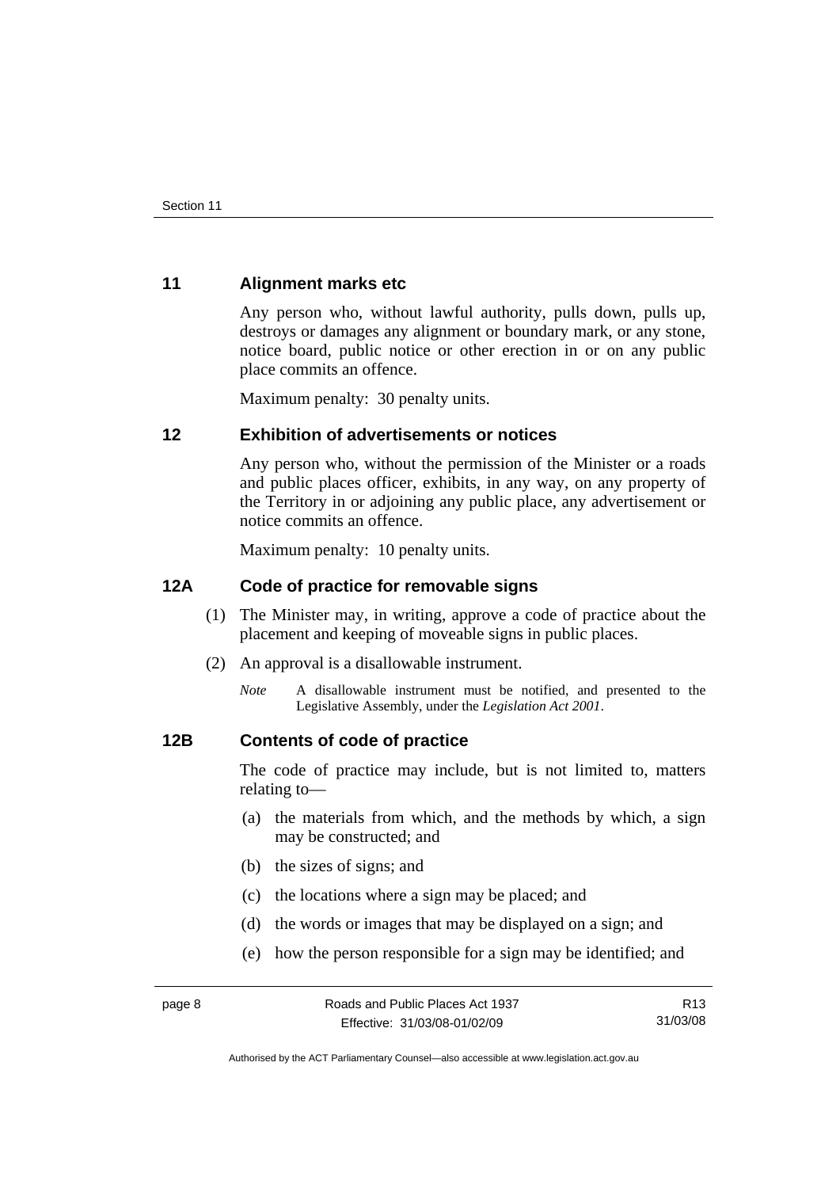## 11 Alignment marks etc

Any person who, without lawful authority, pulls down, pulls up, destroys or damages any alignment or boundary mark, or any stone, notice board, public notice or other erection in or on any public place commits an offence.

Maximum penalty: 30 penalty units.

## 12 Exhibition of advertisements or notices

Any person who, without the permission of the Minister or a roads and public places officer, exhibits, in any way, on any property of the Territory in or adjoining any public place, any advertisement or notice commits an offence.

Maximum penalty: 10 penalty units.

## 12A Code of practice for removable signs

(1) The Minister may, in writing, approve a code of practice about the placement and keeping of moveable signs in public places.

(2) An approval is a disallowable instrument.

*Note* A disallowable instrument must be notified, and presented to the Legislative Assembly, under the *Legislation Act 2001*.

## 12B Contents of code of practice

The code of practice may include, but is not limited to, matters relating to—

(a) the materials from which, and the methods by which, a sign may be constructed; and

(b) the sizes of signs; and

(c) the locations where a sign may be placed; and

(d) the words or images that may be displayed on a sign; and

(e) how the person responsible for a sign may be identified; and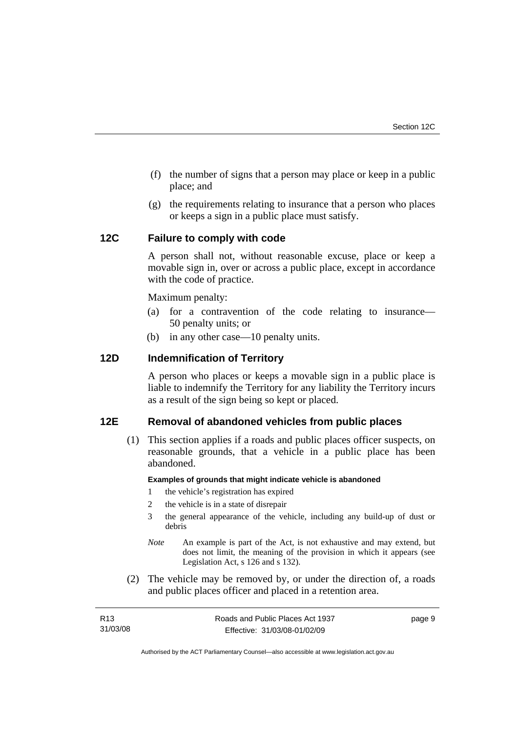(f) the number of signs that a person may place or keep in a public place; and

(g) the requirements relating to insurance that a person who places or keeps a sign in a public place must satisfy.

## 12C Failure to comply with code

A person shall not, without reasonable excuse, place or keep a movable sign in, over or across a public place, except in accordance with the code of practice.

Maximum penalty:

(a) for a contravention of the code relating to insurance—50 penalty units; or

(b) in any other case—10 penalty units.

## 12D Indemnification of Territory

A person who places or keeps a movable sign in a public place is liable to indemnify the Territory for any liability the Territory incurs as a result of the sign being so kept or placed.

## 12E Removal of abandoned vehicles from public places

(1) This section applies if a roads and public places officer suspects, on reasonable grounds, that a vehicle in a public place has been abandoned.

**Examples of grounds that might indicate vehicle is abandoned**

1 the vehicle's registration has expired

2 the vehicle is in a state of disrepair

3 the general appearance of the vehicle, including any build-up of dust or debris

*Note* An example is part of the Act, is not exhaustive and may extend, but does not limit, the meaning of the provision in which it appears (see Legislation Act, s 126 and s 132).

(2) The vehicle may be removed by, or under the direction of, a roads and public places officer and placed in a retention area.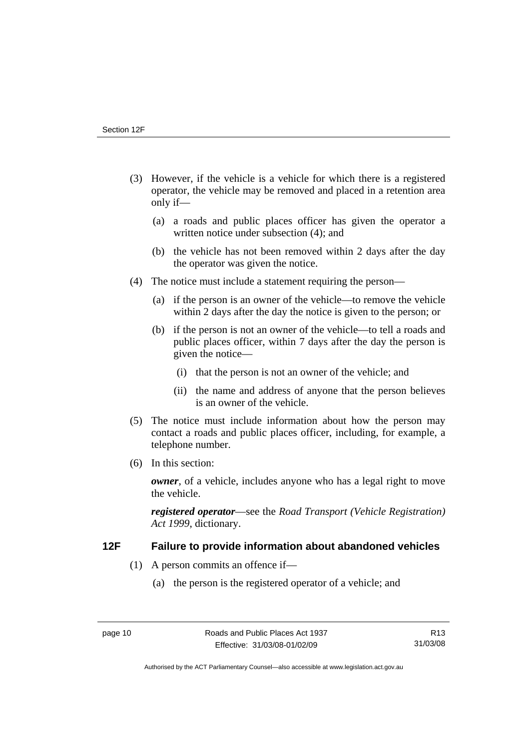(3) However, if the vehicle is a vehicle for which there is a registered operator, the vehicle may be removed and placed in a retention area only if—

  (a) a roads and public places officer has given the operator a written notice under subsection (4); and

  (b) the vehicle has not been removed within 2 days after the day the operator was given the notice.

(4) The notice must include a statement requiring the person—

  (a) if the person is an owner of the vehicle—to remove the vehicle within 2 days after the day the notice is given to the person; or

  (b) if the person is not an owner of the vehicle—to tell a roads and public places officer, within 7 days after the day the person is given the notice—

    (i) that the person is not an owner of the vehicle; and

    (ii) the name and address of anyone that the person believes is an owner of the vehicle.

(5) The notice must include information about how the person may contact a roads and public places officer, including, for example, a telephone number.

(6) In this section:

***owner***, of a vehicle, includes anyone who has a legal right to move the vehicle.

***registered operator***—see the *Road Transport (Vehicle Registration) Act 1999*, dictionary.

### 12F Failure to provide information about abandoned vehicles

(1) A person commits an offence if—

  (a) the person is the registered operator of a vehicle; and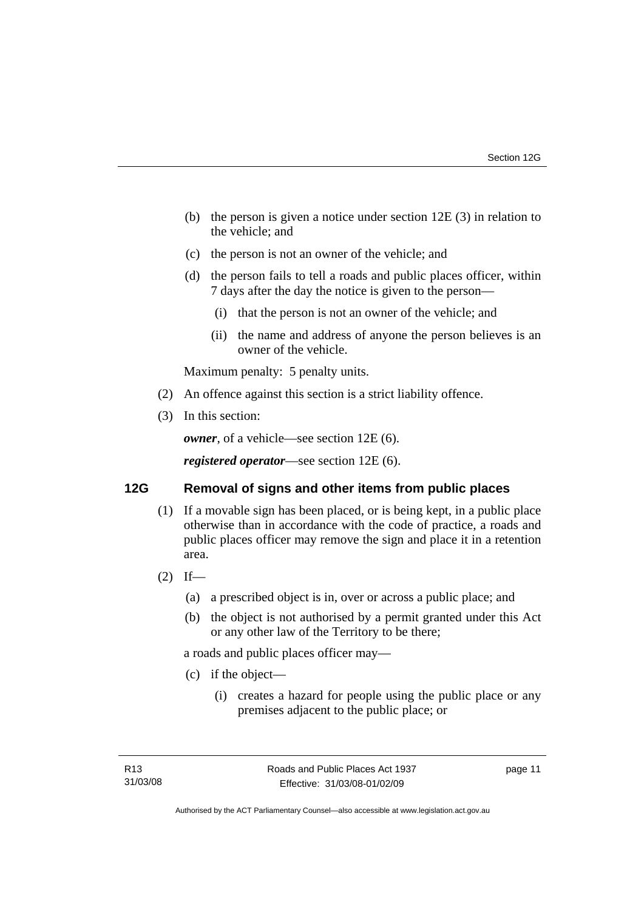(b) the person is given a notice under section 12E (3) in relation to the vehicle; and

(c) the person is not an owner of the vehicle; and

(d) the person fails to tell a roads and public places officer, within 7 days after the day the notice is given to the person—

(i) that the person is not an owner of the vehicle; and

(ii) the name and address of anyone the person believes is an owner of the vehicle.

Maximum penalty: 5 penalty units.

(2) An offence against this section is a strict liability offence.

(3) In this section:

***owner***, of a vehicle—see section 12E (6).

***registered operator***—see section 12E (6).

## 12G Removal of signs and other items from public places

(1) If a movable sign has been placed, or is being kept, in a public place otherwise than in accordance with the code of practice, a roads and public places officer may remove the sign and place it in a retention area.

(2) If—

(a) a prescribed object is in, over or across a public place; and

(b) the object is not authorised by a permit granted under this Act or any other law of the Territory to be there;

a roads and public places officer may—

(c) if the object—

(i) creates a hazard for people using the public place or any premises adjacent to the public place; or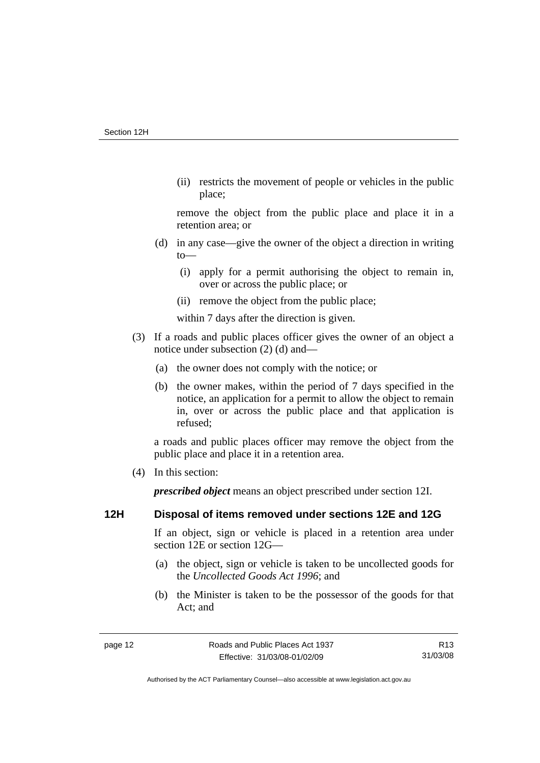(ii) restricts the movement of people or vehicles in the public place;

remove the object from the public place and place it in a retention area; or

(d) in any case—give the owner of the object a direction in writing to—

(i) apply for a permit authorising the object to remain in, over or across the public place; or

(ii) remove the object from the public place;

within 7 days after the direction is given.

(3) If a roads and public places officer gives the owner of an object a notice under subsection (2) (d) and—

(a) the owner does not comply with the notice; or

(b) the owner makes, within the period of 7 days specified in the notice, an application for a permit to allow the object to remain in, over or across the public place and that application is refused;

a roads and public places officer may remove the object from the public place and place it in a retention area.

(4) In this section:

***prescribed object*** means an object prescribed under section 12I.

### 12H Disposal of items removed under sections 12E and 12G

If an object, sign or vehicle is placed in a retention area under section 12E or section 12G—

(a) the object, sign or vehicle is taken to be uncollected goods for the *Uncollected Goods Act 1996*; and

(b) the Minister is taken to be the possessor of the goods for that Act; and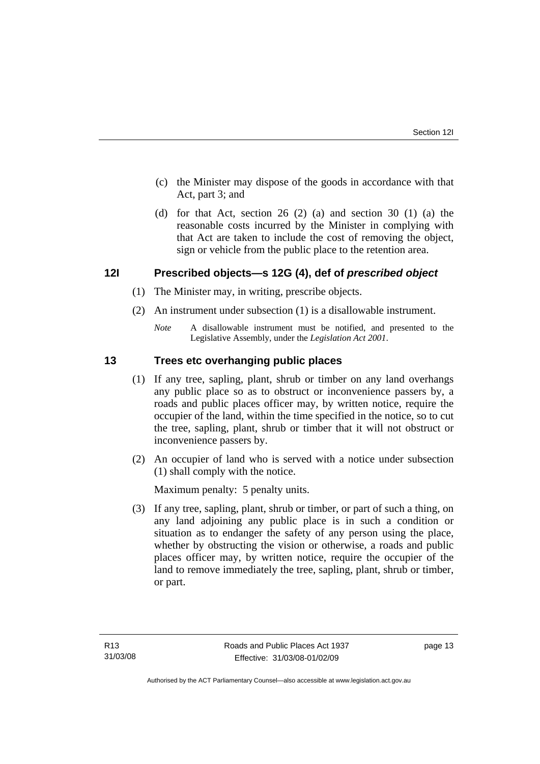(c) the Minister may dispose of the goods in accordance with that Act, part 3; and

(d) for that Act, section 26 (2) (a) and section 30 (1) (a) the reasonable costs incurred by the Minister in complying with that Act are taken to include the cost of removing the object, sign or vehicle from the public place to the retention area.

## 12I Prescribed objects—s 12G (4), def of *prescribed object*

(1) The Minister may, in writing, prescribe objects.

(2) An instrument under subsection (1) is a disallowable instrument.

*Note* A disallowable instrument must be notified, and presented to the Legislative Assembly, under the *Legislation Act 2001*.

## 13 Trees etc overhanging public places

(1) If any tree, sapling, plant, shrub or timber on any land overhangs any public place so as to obstruct or inconvenience passers by, a roads and public places officer may, by written notice, require the occupier of the land, within the time specified in the notice, so to cut the tree, sapling, plant, shrub or timber that it will not obstruct or inconvenience passers by.

(2) An occupier of land who is served with a notice under subsection (1) shall comply with the notice.

Maximum penalty: 5 penalty units.

(3) If any tree, sapling, plant, shrub or timber, or part of such a thing, on any land adjoining any public place is in such a condition or situation as to endanger the safety of any person using the place, whether by obstructing the vision or otherwise, a roads and public places officer may, by written notice, require the occupier of the land to remove immediately the tree, sapling, plant, shrub or timber, or part.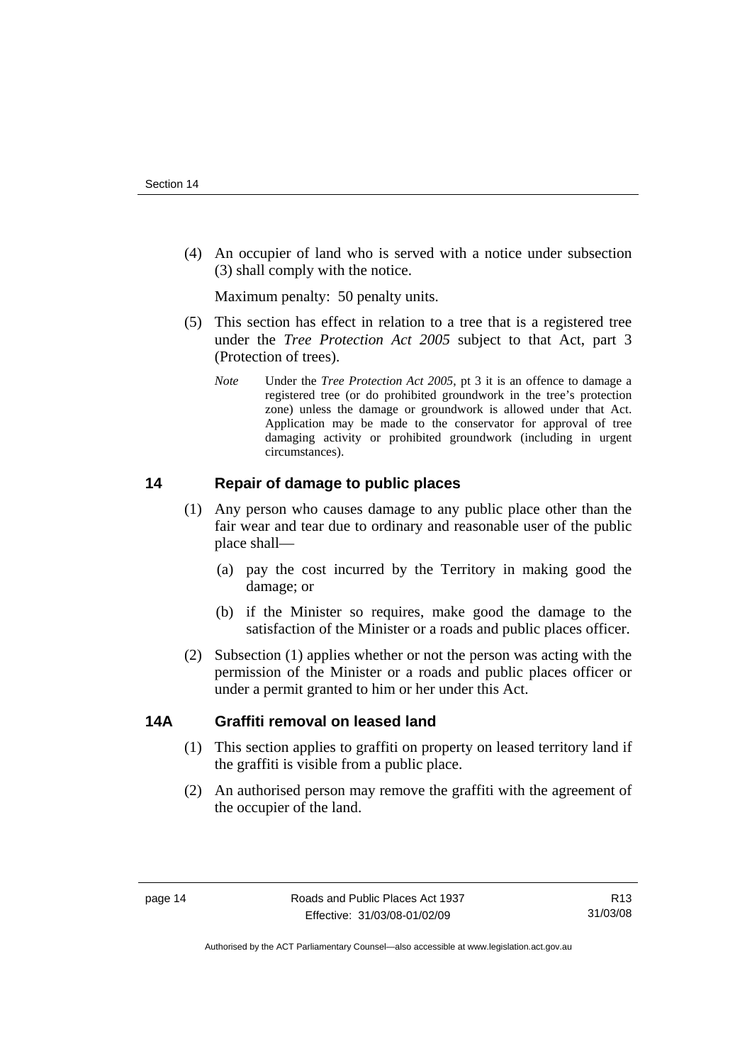(4) An occupier of land who is served with a notice under subsection (3) shall comply with the notice.

Maximum penalty: 50 penalty units.

(5) This section has effect in relation to a tree that is a registered tree under the *Tree Protection Act 2005* subject to that Act, part 3 (Protection of trees).

*Note* Under the *Tree Protection Act 2005*, pt 3 it is an offence to damage a registered tree (or do prohibited groundwork in the tree's protection zone) unless the damage or groundwork is allowed under that Act. Application may be made to the conservator for approval of tree damaging activity or prohibited groundwork (including in urgent circumstances).

## 14 Repair of damage to public places

(1) Any person who causes damage to any public place other than the fair wear and tear due to ordinary and reasonable user of the public place shall—

(a) pay the cost incurred by the Territory in making good the damage; or

(b) if the Minister so requires, make good the damage to the satisfaction of the Minister or a roads and public places officer.

(2) Subsection (1) applies whether or not the person was acting with the permission of the Minister or a roads and public places officer or under a permit granted to him or her under this Act.

## 14A Graffiti removal on leased land

(1) This section applies to graffiti on property on leased territory land if the graffiti is visible from a public place.

(2) An authorised person may remove the graffiti with the agreement of the occupier of the land.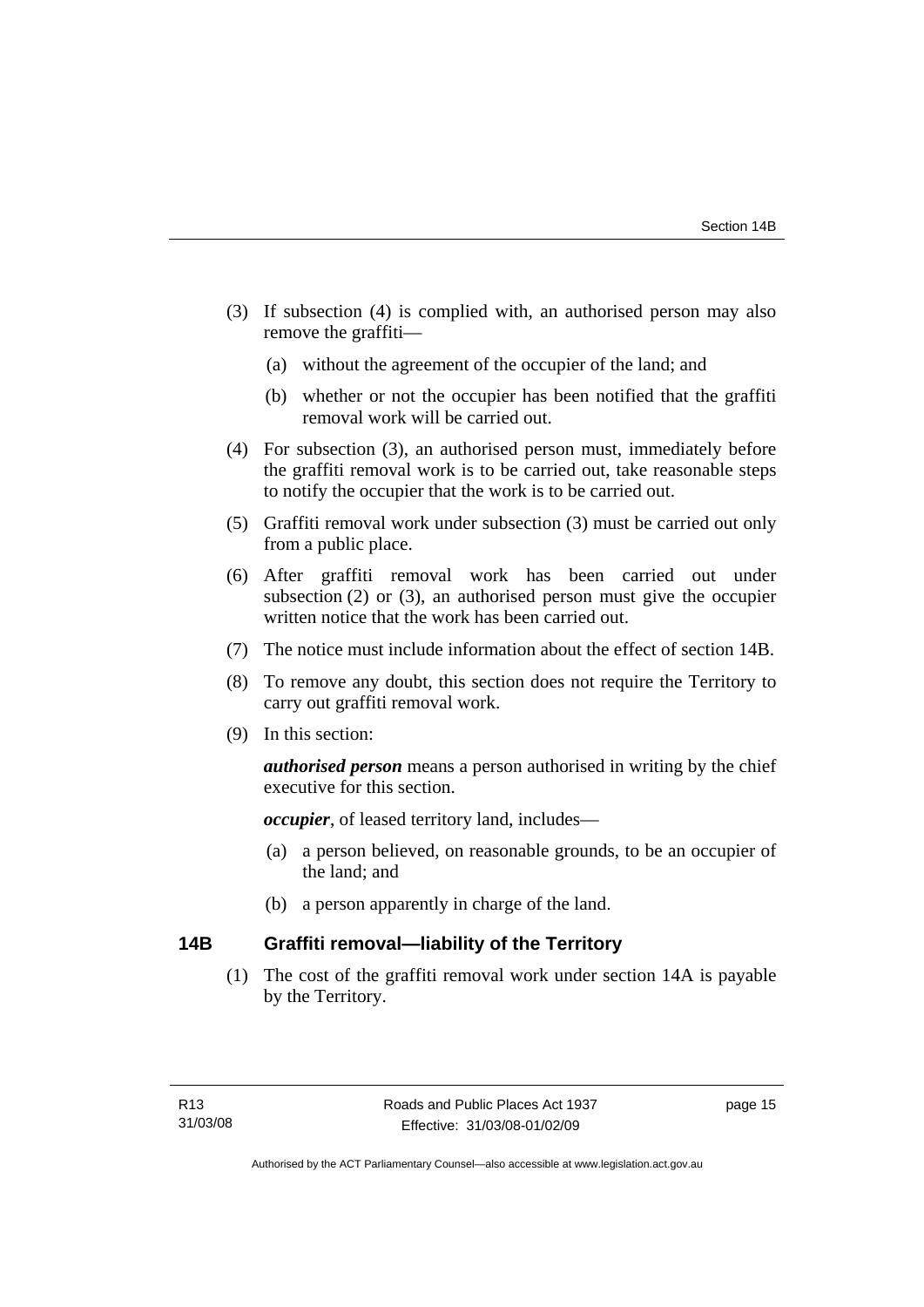(3) If subsection (4) is complied with, an authorised person may also remove the graffiti—

  (a) without the agreement of the occupier of the land; and

  (b) whether or not the occupier has been notified that the graffiti removal work will be carried out.

(4) For subsection (3), an authorised person must, immediately before the graffiti removal work is to be carried out, take reasonable steps to notify the occupier that the work is to be carried out.

(5) Graffiti removal work under subsection (3) must be carried out only from a public place.

(6) After graffiti removal work has been carried out under subsection (2) or (3), an authorised person must give the occupier written notice that the work has been carried out.

(7) The notice must include information about the effect of section 14B.

(8) To remove any doubt, this section does not require the Territory to carry out graffiti removal work.

(9) In this section:

***authorised person*** means a person authorised in writing by the chief executive for this section.

***occupier***, of leased territory land, includes—

  (a) a person believed, on reasonable grounds, to be an occupier of the land; and

  (b) a person apparently in charge of the land.

## 14B Graffiti removal—liability of the Territory

(1) The cost of the graffiti removal work under section 14A is payable by the Territory.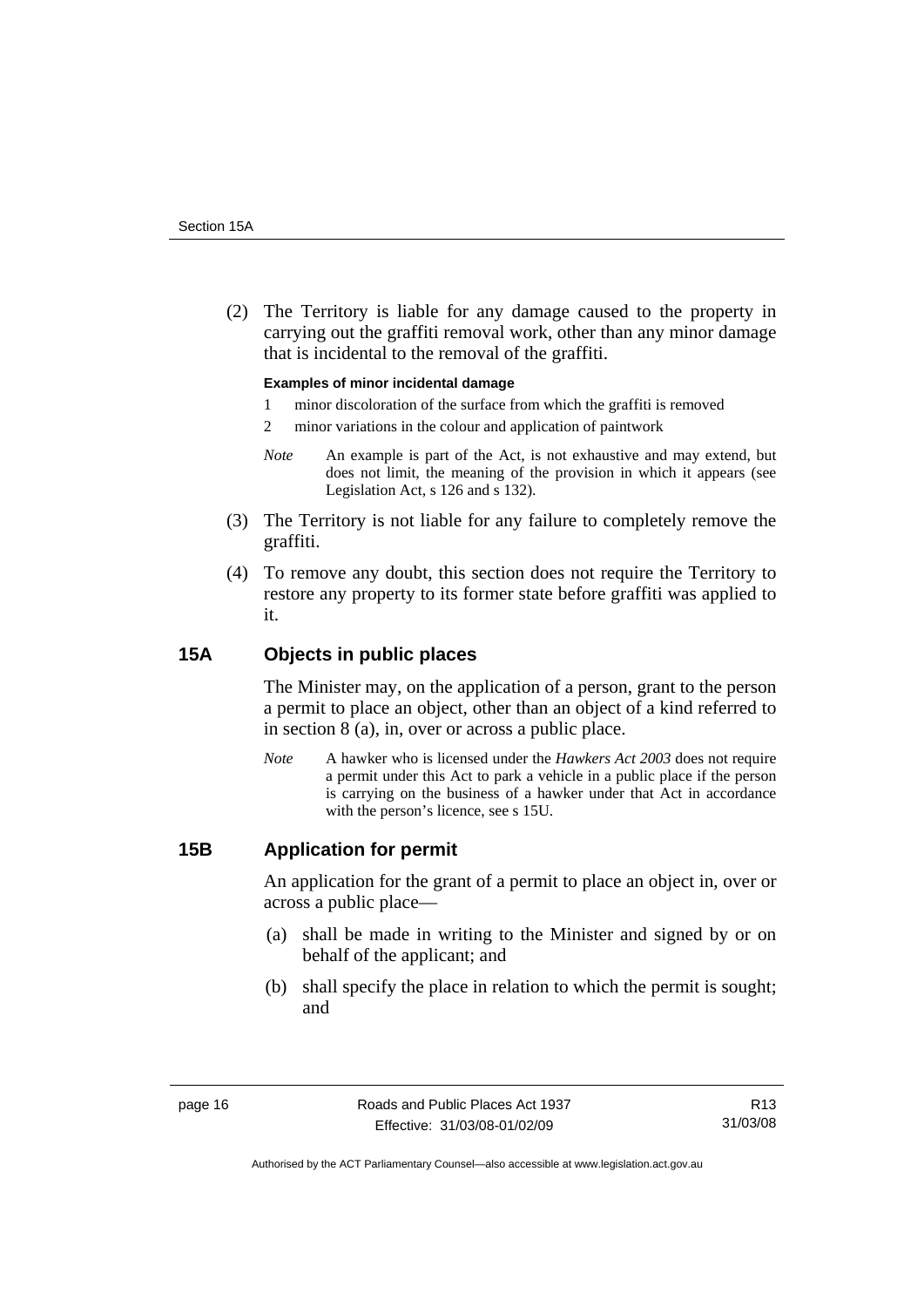(2) The Territory is liable for any damage caused to the property in carrying out the graffiti removal work, other than any minor damage that is incidental to the removal of the graffiti.

**Examples of minor incidental damage**

1 minor discoloration of the surface from which the graffiti is removed

2 minor variations in the colour and application of paintwork

*Note* An example is part of the Act, is not exhaustive and may extend, but does not limit, the meaning of the provision in which it appears (see Legislation Act, s 126 and s 132).

(3) The Territory is not liable for any failure to completely remove the graffiti.

(4) To remove any doubt, this section does not require the Territory to restore any property to its former state before graffiti was applied to it.

## 15A Objects in public places

The Minister may, on the application of a person, grant to the person a permit to place an object, other than an object of a kind referred to in section 8 (a), in, over or across a public place.

*Note* A hawker who is licensed under the *Hawkers Act 2003* does not require a permit under this Act to park a vehicle in a public place if the person is carrying on the business of a hawker under that Act in accordance with the person's licence, see s 15U.

## 15B Application for permit

An application for the grant of a permit to place an object in, over or across a public place—

(a) shall be made in writing to the Minister and signed by or on behalf of the applicant; and

(b) shall specify the place in relation to which the permit is sought; and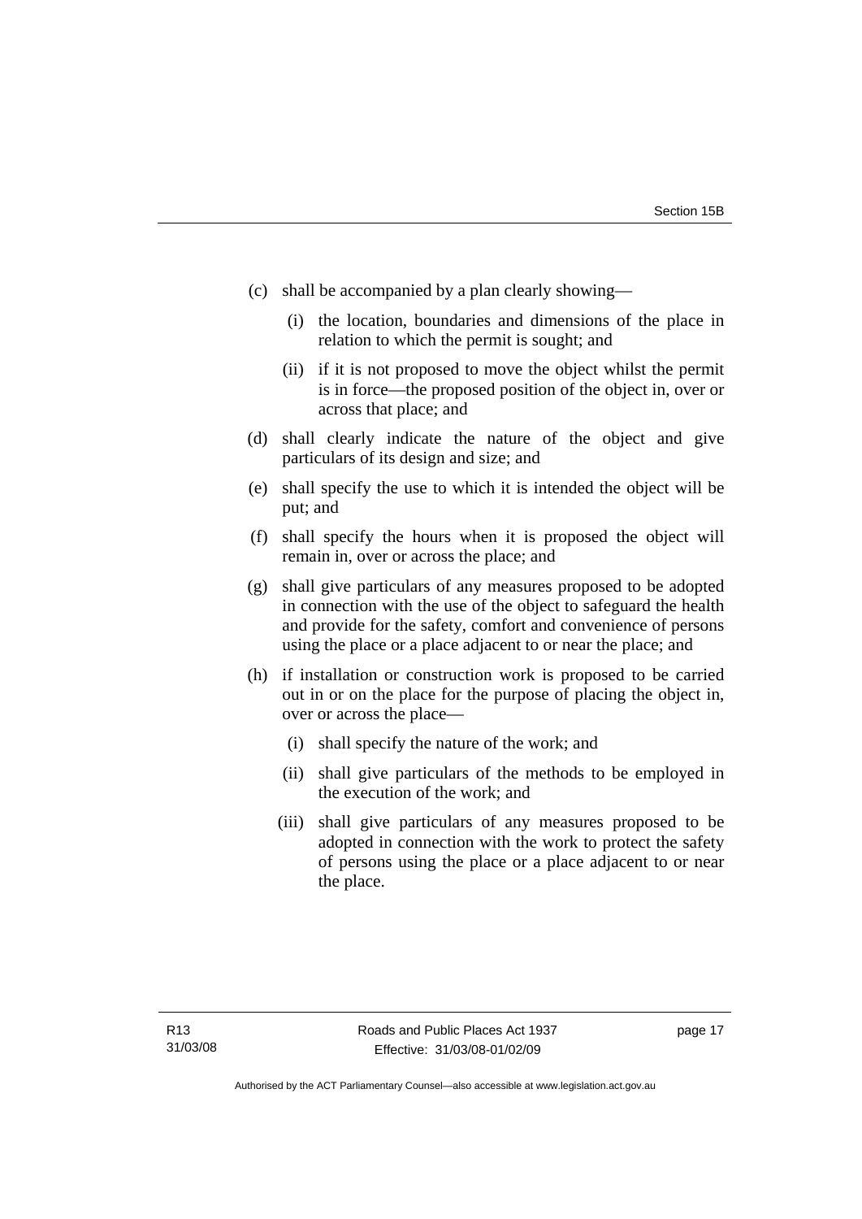(c) shall be accompanied by a plan clearly showing—

    (i) the location, boundaries and dimensions of the place in relation to which the permit is sought; and

    (ii) if it is not proposed to move the object whilst the permit is in force—the proposed position of the object in, over or across that place; and

(d) shall clearly indicate the nature of the object and give particulars of its design and size; and

(e) shall specify the use to which it is intended the object will be put; and

(f) shall specify the hours when it is proposed the object will remain in, over or across the place; and

(g) shall give particulars of any measures proposed to be adopted in connection with the use of the object to safeguard the health and provide for the safety, comfort and convenience of persons using the place or a place adjacent to or near the place; and

(h) if installation or construction work is proposed to be carried out in or on the place for the purpose of placing the object in, over or across the place—

    (i) shall specify the nature of the work; and

    (ii) shall give particulars of the methods to be employed in the execution of the work; and

    (iii) shall give particulars of any measures proposed to be adopted in connection with the work to protect the safety of persons using the place or a place adjacent to or near the place.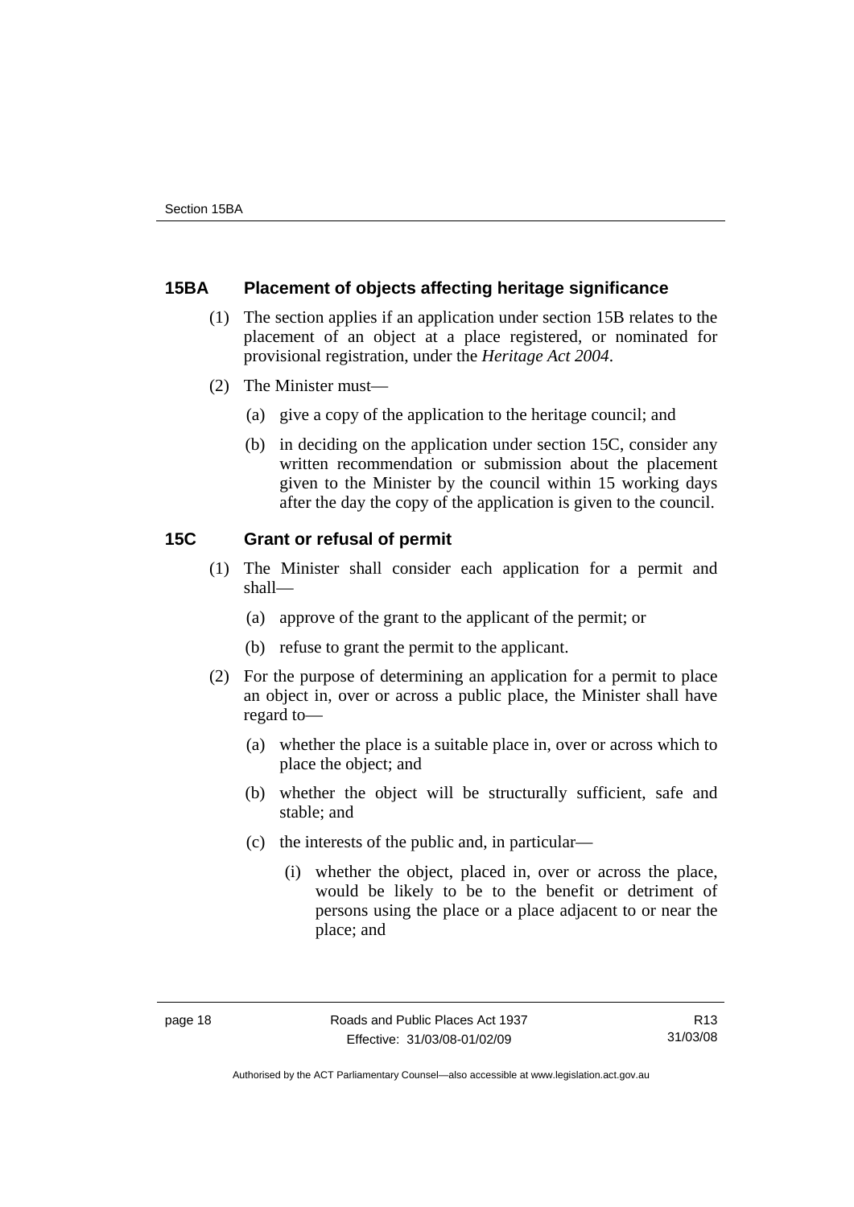## 15BA Placement of objects affecting heritage significance

(1) The section applies if an application under section 15B relates to the placement of an object at a place registered, or nominated for provisional registration, under the *Heritage Act 2004*.

(2) The Minister must—

(a) give a copy of the application to the heritage council; and

(b) in deciding on the application under section 15C, consider any written recommendation or submission about the placement given to the Minister by the council within 15 working days after the day the copy of the application is given to the council.

## 15C Grant or refusal of permit

(1) The Minister shall consider each application for a permit and shall—

(a) approve of the grant to the applicant of the permit; or

(b) refuse to grant the permit to the applicant.

(2) For the purpose of determining an application for a permit to place an object in, over or across a public place, the Minister shall have regard to—

(a) whether the place is a suitable place in, over or across which to place the object; and

(b) whether the object will be structurally sufficient, safe and stable; and

(c) the interests of the public and, in particular—

(i) whether the object, placed in, over or across the place, would be likely to be to the benefit or detriment of persons using the place or a place adjacent to or near the place; and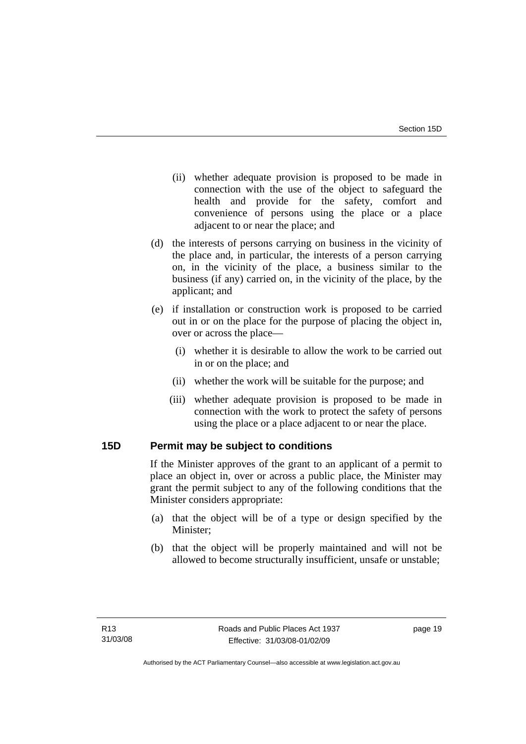(ii) whether adequate provision is proposed to be made in connection with the use of the object to safeguard the health and provide for the safety, comfort and convenience of persons using the place or a place adjacent to or near the place; and

(d) the interests of persons carrying on business in the vicinity of the place and, in particular, the interests of a person carrying on, in the vicinity of the place, a business similar to the business (if any) carried on, in the vicinity of the place, by the applicant; and

(e) if installation or construction work is proposed to be carried out in or on the place for the purpose of placing the object in, over or across the place—

(i) whether it is desirable to allow the work to be carried out in or on the place; and

(ii) whether the work will be suitable for the purpose; and

(iii) whether adequate provision is proposed to be made in connection with the work to protect the safety of persons using the place or a place adjacent to or near the place.

## 15D Permit may be subject to conditions

If the Minister approves of the grant to an applicant of a permit to place an object in, over or across a public place, the Minister may grant the permit subject to any of the following conditions that the Minister considers appropriate:

(a) that the object will be of a type or design specified by the Minister;

(b) that the object will be properly maintained and will not be allowed to become structurally insufficient, unsafe or unstable;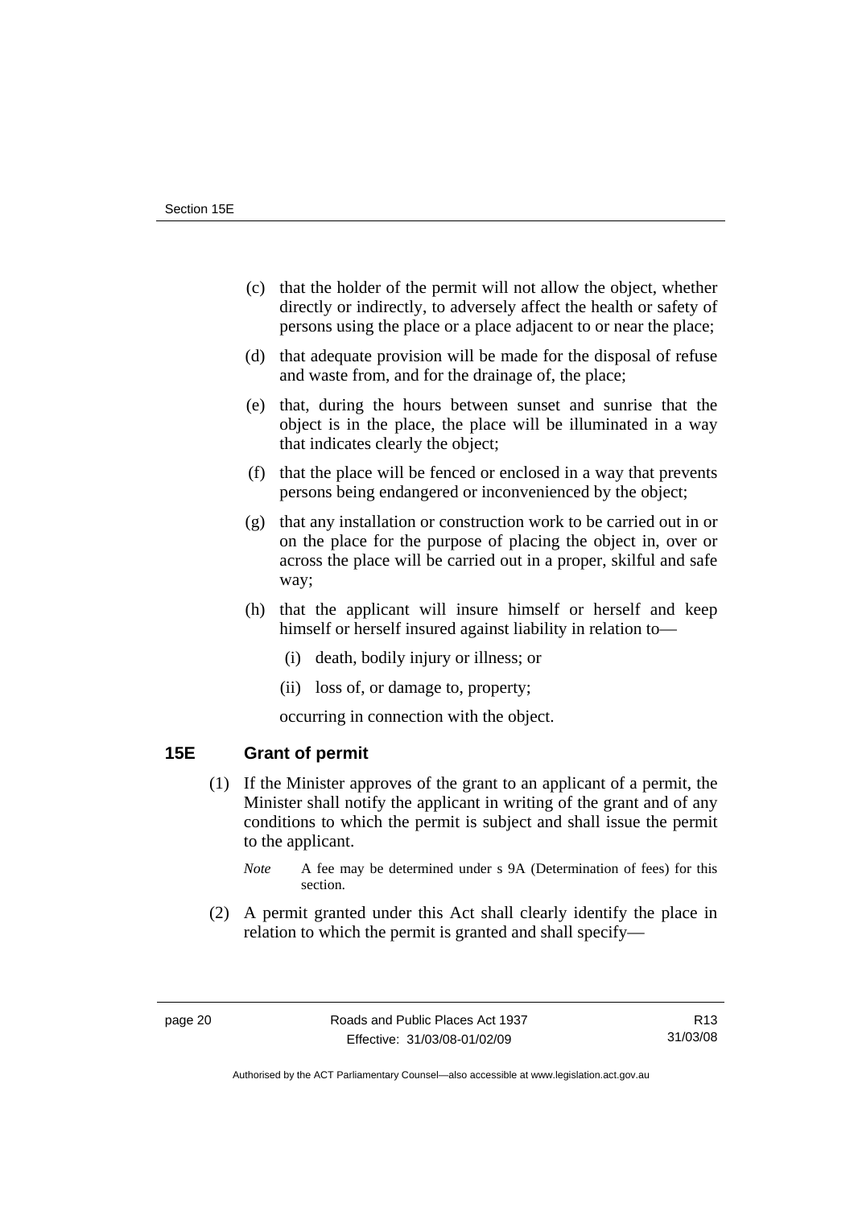(c) that the holder of the permit will not allow the object, whether directly or indirectly, to adversely affect the health or safety of persons using the place or a place adjacent to or near the place;

(d) that adequate provision will be made for the disposal of refuse and waste from, and for the drainage of, the place;

(e) that, during the hours between sunset and sunrise that the object is in the place, the place will be illuminated in a way that indicates clearly the object;

(f) that the place will be fenced or enclosed in a way that prevents persons being endangered or inconvenienced by the object;

(g) that any installation or construction work to be carried out in or on the place for the purpose of placing the object in, over or across the place will be carried out in a proper, skilful and safe way;

(h) that the applicant will insure himself or herself and keep himself or herself insured against liability in relation to—

(i) death, bodily injury or illness; or

(ii) loss of, or damage to, property;

occurring in connection with the object.

## 15E Grant of permit

(1) If the Minister approves of the grant to an applicant of a permit, the Minister shall notify the applicant in writing of the grant and of any conditions to which the permit is subject and shall issue the permit to the applicant.

*Note* A fee may be determined under s 9A (Determination of fees) for this section.

(2) A permit granted under this Act shall clearly identify the place in relation to which the permit is granted and shall specify—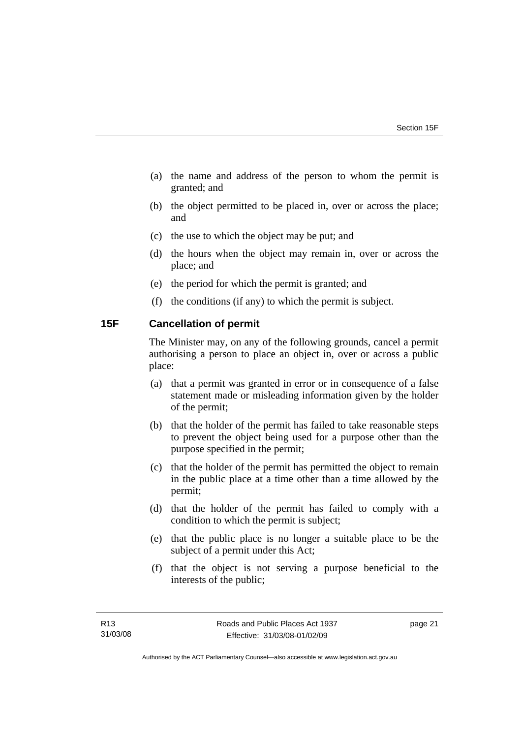(a) the name and address of the person to whom the permit is granted; and

(b) the object permitted to be placed in, over or across the place; and

(c) the use to which the object may be put; and

(d) the hours when the object may remain in, over or across the place; and

(e) the period for which the permit is granted; and

(f) the conditions (if any) to which the permit is subject.

## 15F Cancellation of permit

The Minister may, on any of the following grounds, cancel a permit authorising a person to place an object in, over or across a public place:

(a) that a permit was granted in error or in consequence of a false statement made or misleading information given by the holder of the permit;

(b) that the holder of the permit has failed to take reasonable steps to prevent the object being used for a purpose other than the purpose specified in the permit;

(c) that the holder of the permit has permitted the object to remain in the public place at a time other than a time allowed by the permit;

(d) that the holder of the permit has failed to comply with a condition to which the permit is subject;

(e) that the public place is no longer a suitable place to be the subject of a permit under this Act;

(f) that the object is not serving a purpose beneficial to the interests of the public;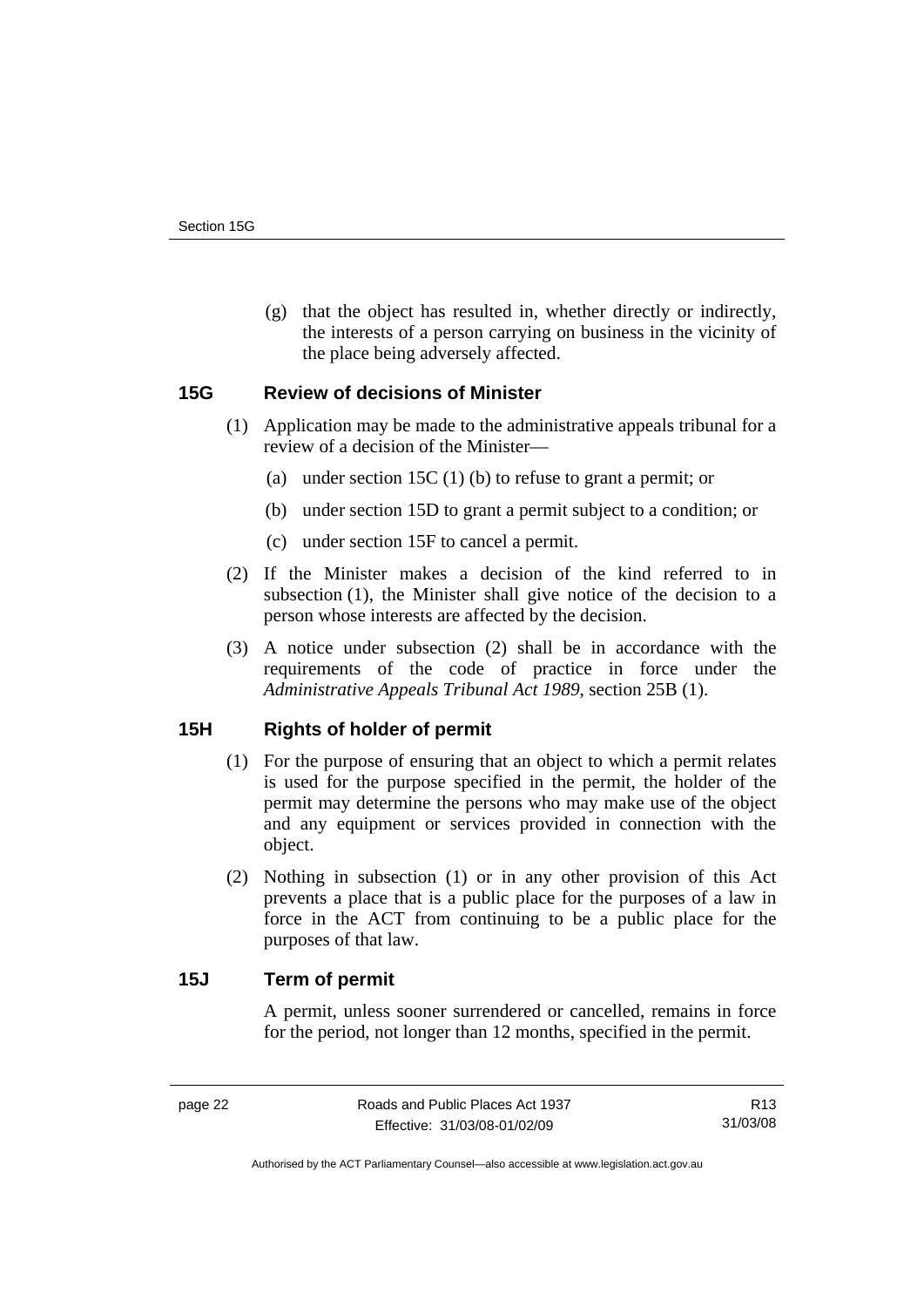(g) that the object has resulted in, whether directly or indirectly, the interests of a person carrying on business in the vicinity of the place being adversely affected.

### 15G Review of decisions of Minister

(1) Application may be made to the administrative appeals tribunal for a review of a decision of the Minister—

(a) under section 15C (1) (b) to refuse to grant a permit; or

(b) under section 15D to grant a permit subject to a condition; or

(c) under section 15F to cancel a permit.

(2) If the Minister makes a decision of the kind referred to in subsection (1), the Minister shall give notice of the decision to a person whose interests are affected by the decision.

(3) A notice under subsection (2) shall be in accordance with the requirements of the code of practice in force under the *Administrative Appeals Tribunal Act 1989*, section 25B (1).

### 15H Rights of holder of permit

(1) For the purpose of ensuring that an object to which a permit relates is used for the purpose specified in the permit, the holder of the permit may determine the persons who may make use of the object and any equipment or services provided in connection with the object.

(2) Nothing in subsection (1) or in any other provision of this Act prevents a place that is a public place for the purposes of a law in force in the ACT from continuing to be a public place for the purposes of that law.

### 15J Term of permit

A permit, unless sooner surrendered or cancelled, remains in force for the period, not longer than 12 months, specified in the permit.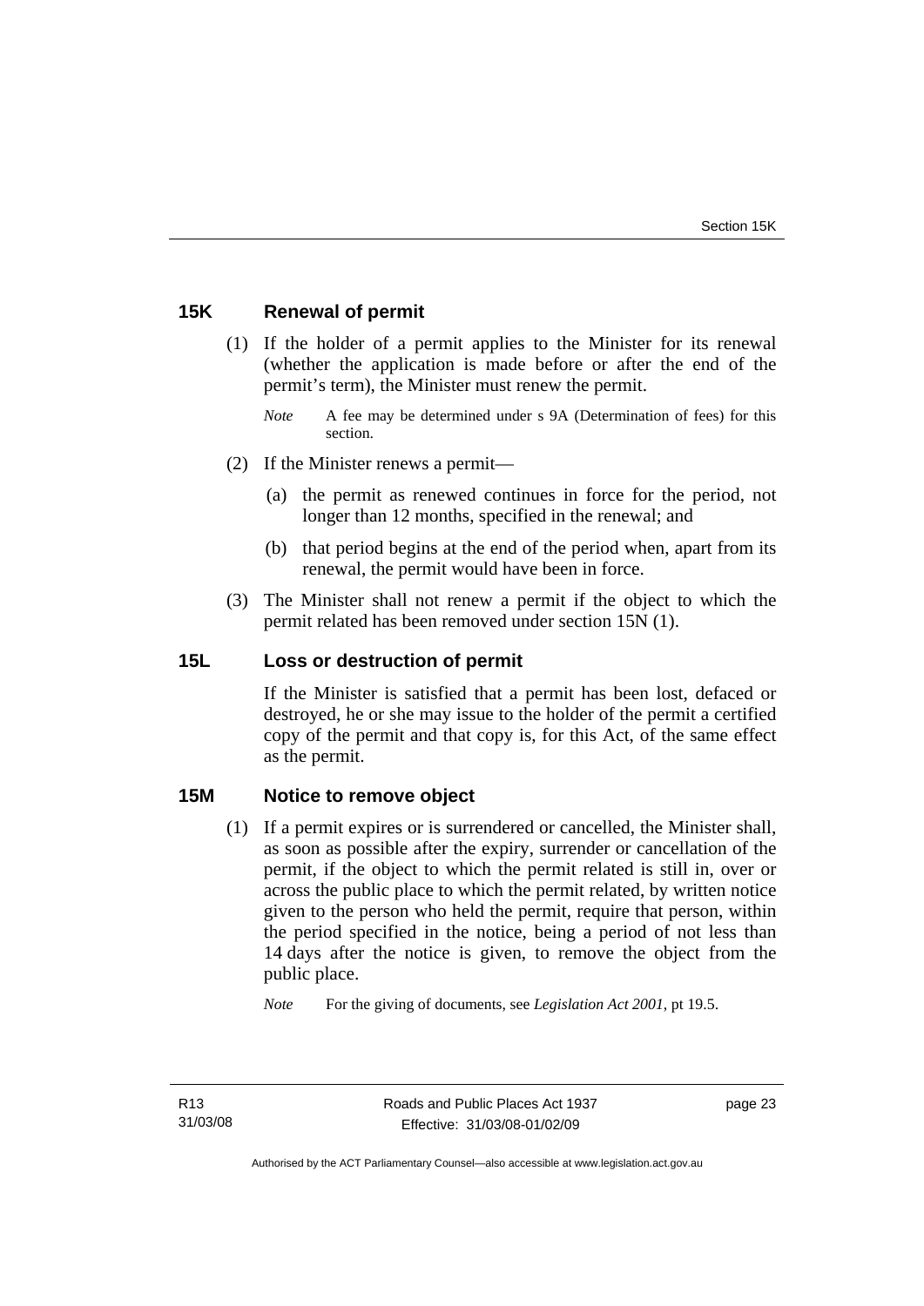## 15K Renewal of permit

(1) If the holder of a permit applies to the Minister for its renewal (whether the application is made before or after the end of the permit's term), the Minister must renew the permit.

*Note* A fee may be determined under s 9A (Determination of fees) for this section.

(2) If the Minister renews a permit—

(a) the permit as renewed continues in force for the period, not longer than 12 months, specified in the renewal; and

(b) that period begins at the end of the period when, apart from its renewal, the permit would have been in force.

(3) The Minister shall not renew a permit if the object to which the permit related has been removed under section 15N (1).

## 15L Loss or destruction of permit

If the Minister is satisfied that a permit has been lost, defaced or destroyed, he or she may issue to the holder of the permit a certified copy of the permit and that copy is, for this Act, of the same effect as the permit.

## 15M Notice to remove object

(1) If a permit expires or is surrendered or cancelled, the Minister shall, as soon as possible after the expiry, surrender or cancellation of the permit, if the object to which the permit related is still in, over or across the public place to which the permit related, by written notice given to the person who held the permit, require that person, within the period specified in the notice, being a period of not less than 14 days after the notice is given, to remove the object from the public place.

*Note* For the giving of documents, see *Legislation Act 2001*, pt 19.5.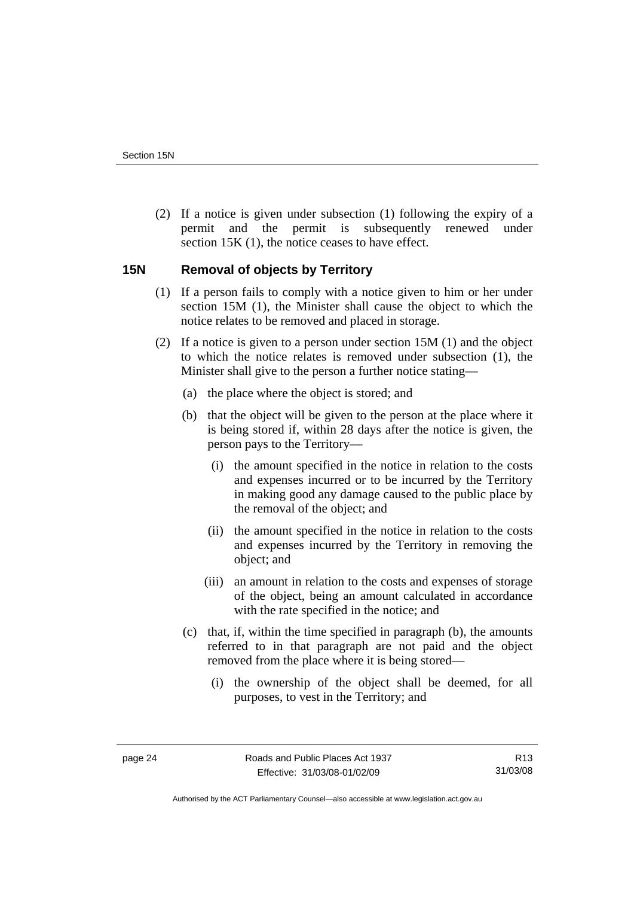(2) If a notice is given under subsection (1) following the expiry of a permit and the permit is subsequently renewed under section 15K (1), the notice ceases to have effect.

### 15N Removal of objects by Territory

(1) If a person fails to comply with a notice given to him or her under section 15M (1), the Minister shall cause the object to which the notice relates to be removed and placed in storage.

(2) If a notice is given to a person under section 15M (1) and the object to which the notice relates is removed under subsection (1), the Minister shall give to the person a further notice stating—

(a) the place where the object is stored; and

(b) that the object will be given to the person at the place where it is being stored if, within 28 days after the notice is given, the person pays to the Territory—

(i) the amount specified in the notice in relation to the costs and expenses incurred or to be incurred by the Territory in making good any damage caused to the public place by the removal of the object; and

(ii) the amount specified in the notice in relation to the costs and expenses incurred by the Territory in removing the object; and

(iii) an amount in relation to the costs and expenses of storage of the object, being an amount calculated in accordance with the rate specified in the notice; and

(c) that, if, within the time specified in paragraph (b), the amounts referred to in that paragraph are not paid and the object removed from the place where it is being stored—

(i) the ownership of the object shall be deemed, for all purposes, to vest in the Territory; and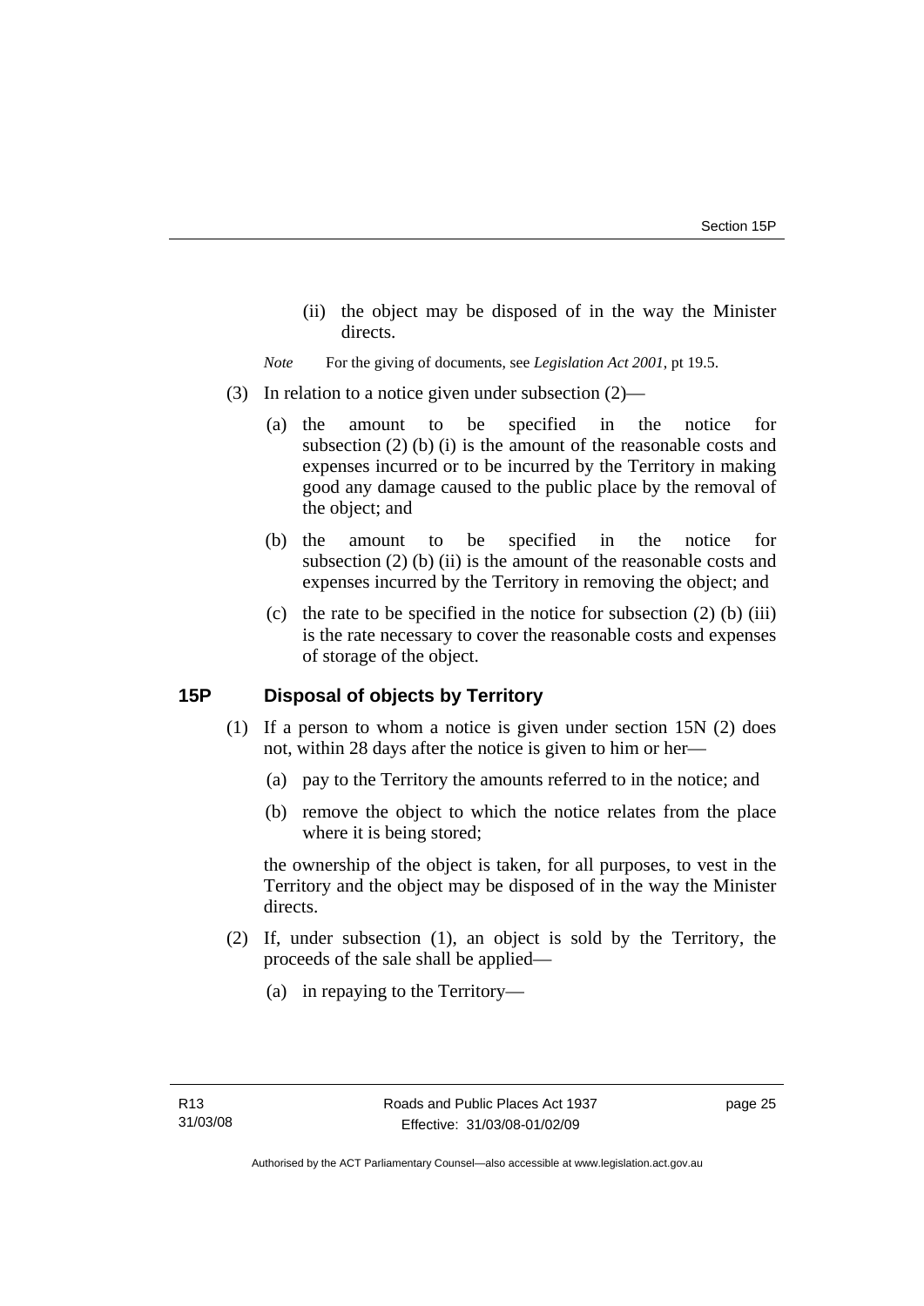(ii) the object may be disposed of in the way the Minister directs.

*Note* For the giving of documents, see *Legislation Act 2001*, pt 19.5.

(3) In relation to a notice given under subsection (2)—

(a) the amount to be specified in the notice for subsection (2) (b) (i) is the amount of the reasonable costs and expenses incurred or to be incurred by the Territory in making good any damage caused to the public place by the removal of the object; and

(b) the amount to be specified in the notice for subsection (2) (b) (ii) is the amount of the reasonable costs and expenses incurred by the Territory in removing the object; and

(c) the rate to be specified in the notice for subsection (2) (b) (iii) is the rate necessary to cover the reasonable costs and expenses of storage of the object.

## 15P Disposal of objects by Territory

(1) If a person to whom a notice is given under section 15N (2) does not, within 28 days after the notice is given to him or her—

(a) pay to the Territory the amounts referred to in the notice; and

(b) remove the object to which the notice relates from the place where it is being stored;

the ownership of the object is taken, for all purposes, to vest in the Territory and the object may be disposed of in the way the Minister directs.

(2) If, under subsection (1), an object is sold by the Territory, the proceeds of the sale shall be applied—

(a) in repaying to the Territory—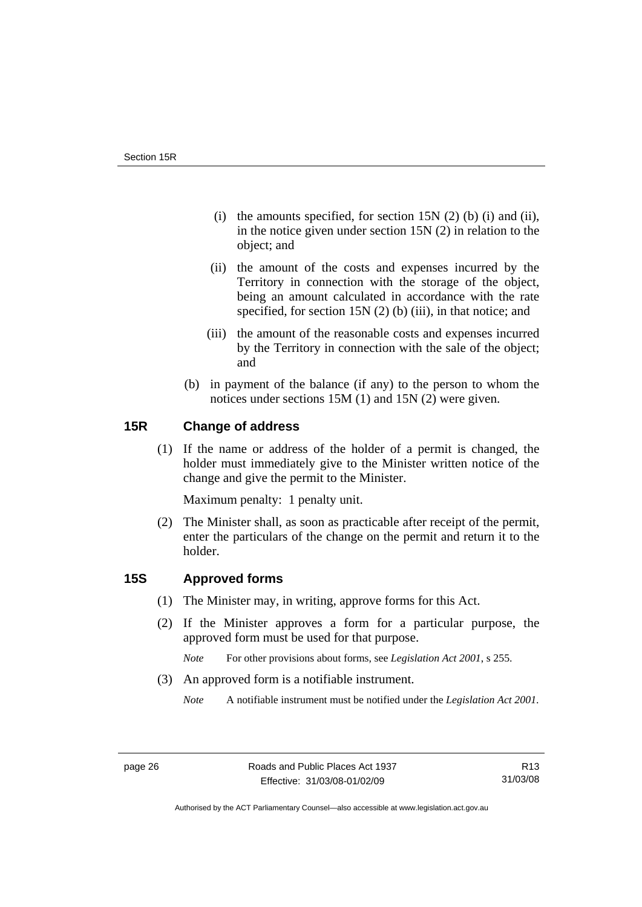(i) the amounts specified, for section 15N (2) (b) (i) and (ii), in the notice given under section 15N (2) in relation to the object; and

(ii) the amount of the costs and expenses incurred by the Territory in connection with the storage of the object, being an amount calculated in accordance with the rate specified, for section 15N (2) (b) (iii), in that notice; and

(iii) the amount of the reasonable costs and expenses incurred by the Territory in connection with the sale of the object; and

(b) in payment of the balance (if any) to the person to whom the notices under sections 15M (1) and 15N (2) were given.

## 15R Change of address

(1) If the name or address of the holder of a permit is changed, the holder must immediately give to the Minister written notice of the change and give the permit to the Minister.

Maximum penalty: 1 penalty unit.

(2) The Minister shall, as soon as practicable after receipt of the permit, enter the particulars of the change on the permit and return it to the holder.

## 15S Approved forms

(1) The Minister may, in writing, approve forms for this Act.

(2) If the Minister approves a form for a particular purpose, the approved form must be used for that purpose.

*Note* For other provisions about forms, see *Legislation Act 2001*, s 255.

(3) An approved form is a notifiable instrument.

*Note* A notifiable instrument must be notified under the *Legislation Act 2001*.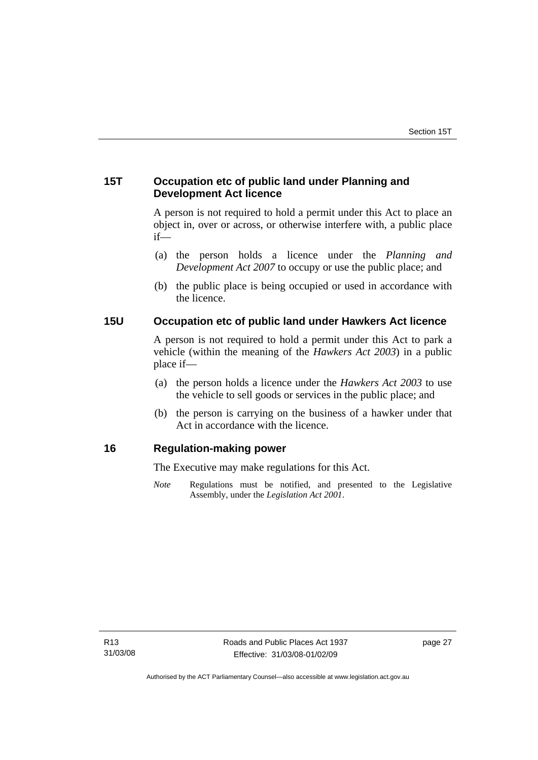## 15T Occupation etc of public land under Planning and Development Act licence

A person is not required to hold a permit under this Act to place an object in, over or across, or otherwise interfere with, a public place if—

(a) the person holds a licence under the *Planning and Development Act 2007* to occupy or use the public place; and

(b) the public place is being occupied or used in accordance with the licence.

## 15U Occupation etc of public land under Hawkers Act licence

A person is not required to hold a permit under this Act to park a vehicle (within the meaning of the *Hawkers Act 2003*) in a public place if—

(a) the person holds a licence under the *Hawkers Act 2003* to use the vehicle to sell goods or services in the public place; and

(b) the person is carrying on the business of a hawker under that Act in accordance with the licence.

## 16 Regulation-making power

The Executive may make regulations for this Act.

*Note* Regulations must be notified, and presented to the Legislative Assembly, under the *Legislation Act 2001*.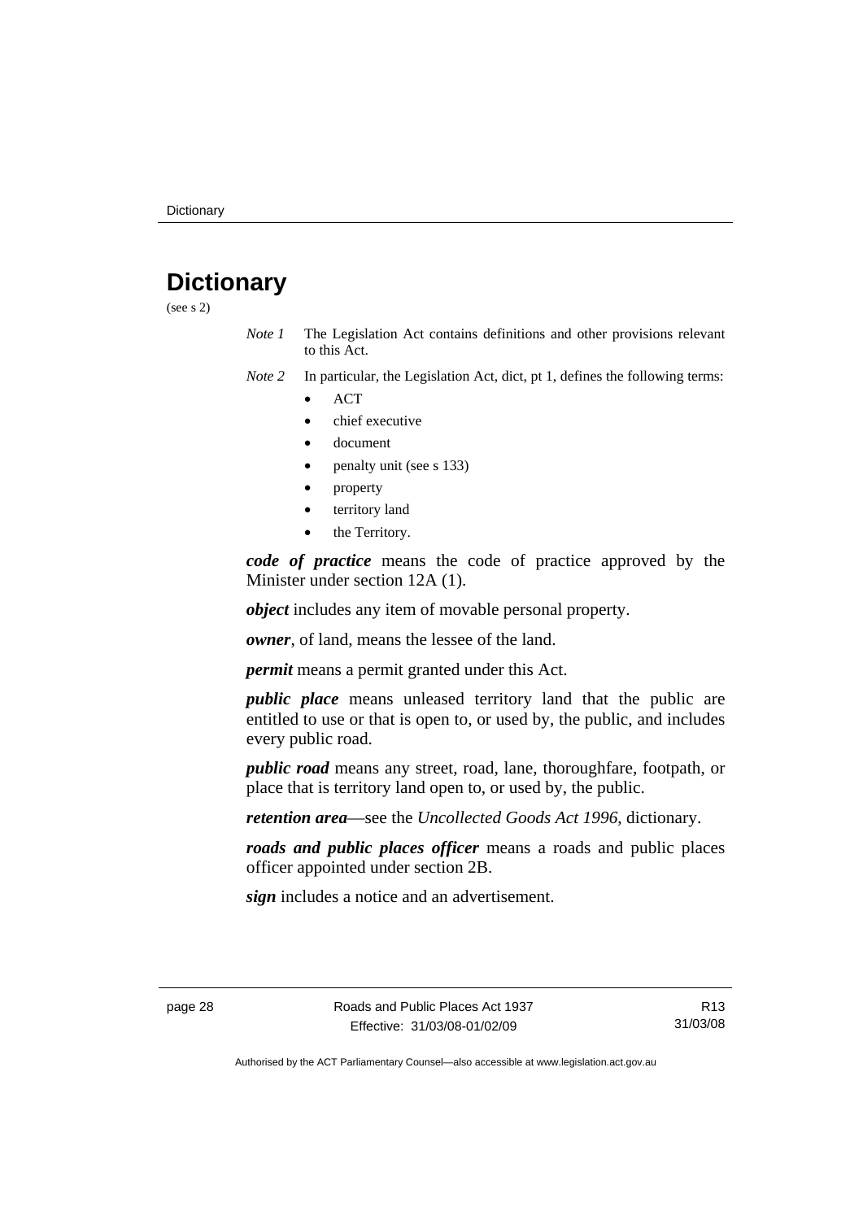# Dictionary

(see s 2)

*Note 1* The Legislation Act contains definitions and other provisions relevant to this Act.

*Note 2* In particular, the Legislation Act, dict, pt 1, defines the following terms:

- ACT
- chief executive
- document
- penalty unit (see s 133)
- property
- territory land
- the Territory.

***code of practice*** means the code of practice approved by the Minister under section 12A (1).

***object*** includes any item of movable personal property.

***owner***, of land, means the lessee of the land.

***permit*** means a permit granted under this Act.

***public place*** means unleased territory land that the public are entitled to use or that is open to, or used by, the public, and includes every public road.

***public road*** means any street, road, lane, thoroughfare, footpath, or place that is territory land open to, or used by, the public.

***retention area***—see the *Uncollected Goods Act 1996*, dictionary.

***roads and public places officer*** means a roads and public places officer appointed under section 2B.

***sign*** includes a notice and an advertisement.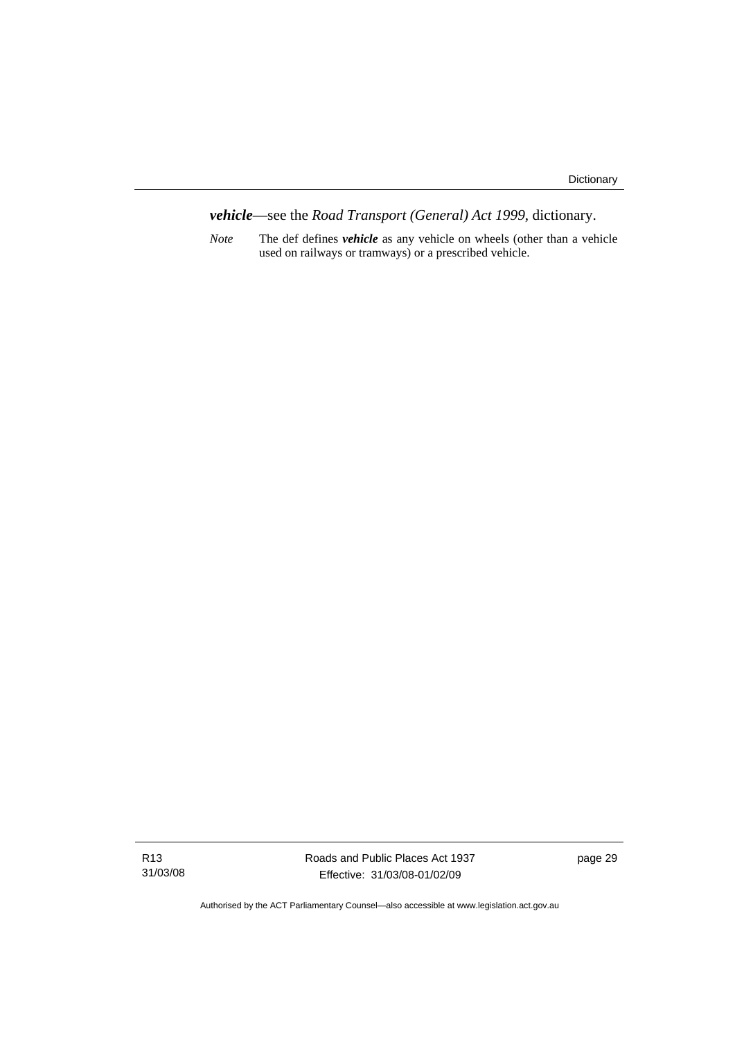***vehicle***—see the *Road Transport (General) Act 1999*, dictionary.

*Note* The def defines ***vehicle*** as any vehicle on wheels (other than a vehicle used on railways or tramways) or a prescribed vehicle.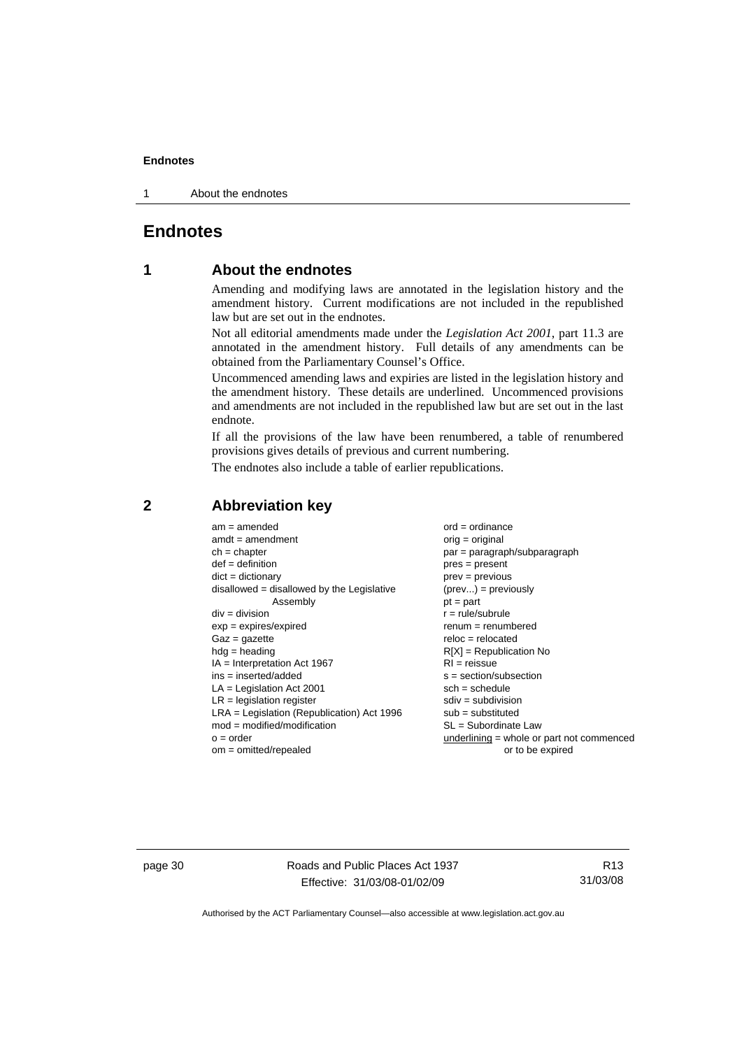# Endnotes

## 1 About the endnotes

Amending and modifying laws are annotated in the legislation history and the amendment history. Current modifications are not included in the republished law but are set out in the endnotes.

Not all editorial amendments made under the *Legislation Act 2001*, part 11.3 are annotated in the amendment history. Full details of any amendments can be obtained from the Parliamentary Counsel's Office.

Uncommenced amending laws and expiries are listed in the legislation history and the amendment history. These details are underlined. Uncommenced provisions and amendments are not included in the republished law but are set out in the last endnote.

If all the provisions of the law have been renumbered, a table of renumbered provisions gives details of previous and current numbering.

The endnotes also include a table of earlier republications.

## 2 Abbreviation key

| | |
|---|---|
| am = amended | ord = ordinance |
| amdt = amendment | orig = original |
| ch = chapter | par = paragraph/subparagraph |
| def = definition | pres = present |
| dict = dictionary | prev = previous |
| disallowed = disallowed by the Legislative Assembly | (prev...) = previously |
| | pt = part |
| div = division | r = rule/subrule |
| exp = expires/expired | renum = renumbered |
| Gaz = gazette | reloc = relocated |
| hdg = heading | R[X] = Republication No |
| IA = Interpretation Act 1967 | RI = reissue |
| ins = inserted/added | s = section/subsection |
| LA = Legislation Act 2001 | sch = schedule |
| LR = legislation register | sdiv = subdivision |
| LRA = Legislation (Republication) Act 1996 | sub = substituted |
| mod = modified/modification | SL = Subordinate Law |
| o = order | underlining = whole or part not commenced or to be expired |
| om = omitted/repealed | |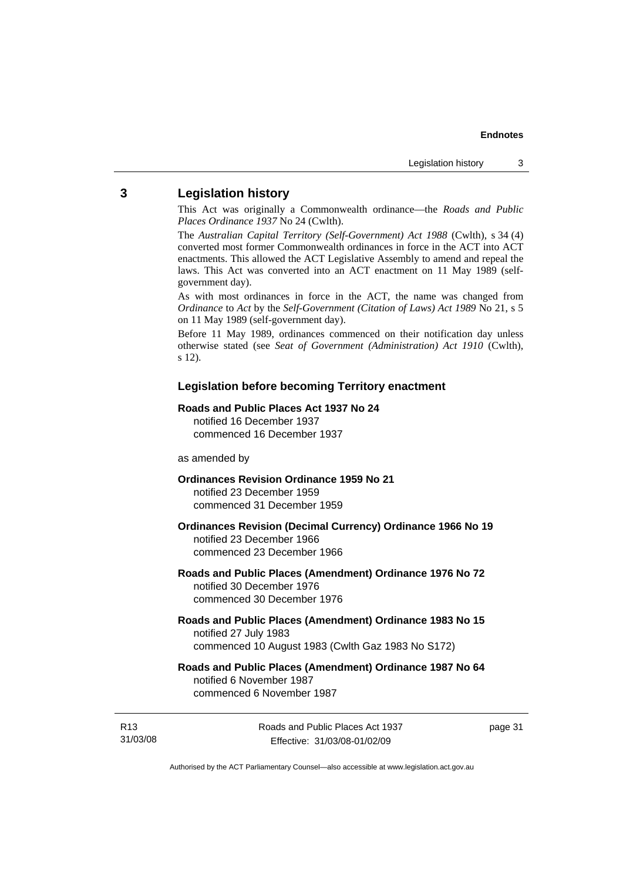## 3 Legislation history

This Act was originally a Commonwealth ordinance—the *Roads and Public Places Ordinance 1937* No 24 (Cwlth).

The *Australian Capital Territory (Self-Government) Act 1988* (Cwlth), s 34 (4) converted most former Commonwealth ordinances in force in the ACT into ACT enactments. This allowed the ACT Legislative Assembly to amend and repeal the laws. This Act was converted into an ACT enactment on 11 May 1989 (self-government day).

As with most ordinances in force in the ACT, the name was changed from *Ordinance* to *Act* by the *Self-Government (Citation of Laws) Act 1989* No 21, s 5 on 11 May 1989 (self-government day).

Before 11 May 1989, ordinances commenced on their notification day unless otherwise stated (see *Seat of Government (Administration) Act 1910* (Cwlth), s 12).

### Legislation before becoming Territory enactment

**Roads and Public Places Act 1937 No 24**
notified 16 December 1937
commenced 16 December 1937

as amended by

**Ordinances Revision Ordinance 1959 No 21**
notified 23 December 1959
commenced 31 December 1959

**Ordinances Revision (Decimal Currency) Ordinance 1966 No 19**
notified 23 December 1966
commenced 23 December 1966

**Roads and Public Places (Amendment) Ordinance 1976 No 72**
notified 30 December 1976
commenced 30 December 1976

**Roads and Public Places (Amendment) Ordinance 1983 No 15**
notified 27 July 1983
commenced 10 August 1983 (Cwlth Gaz 1983 No S172)

**Roads and Public Places (Amendment) Ordinance 1987 No 64**
notified 6 November 1987
commenced 6 November 1987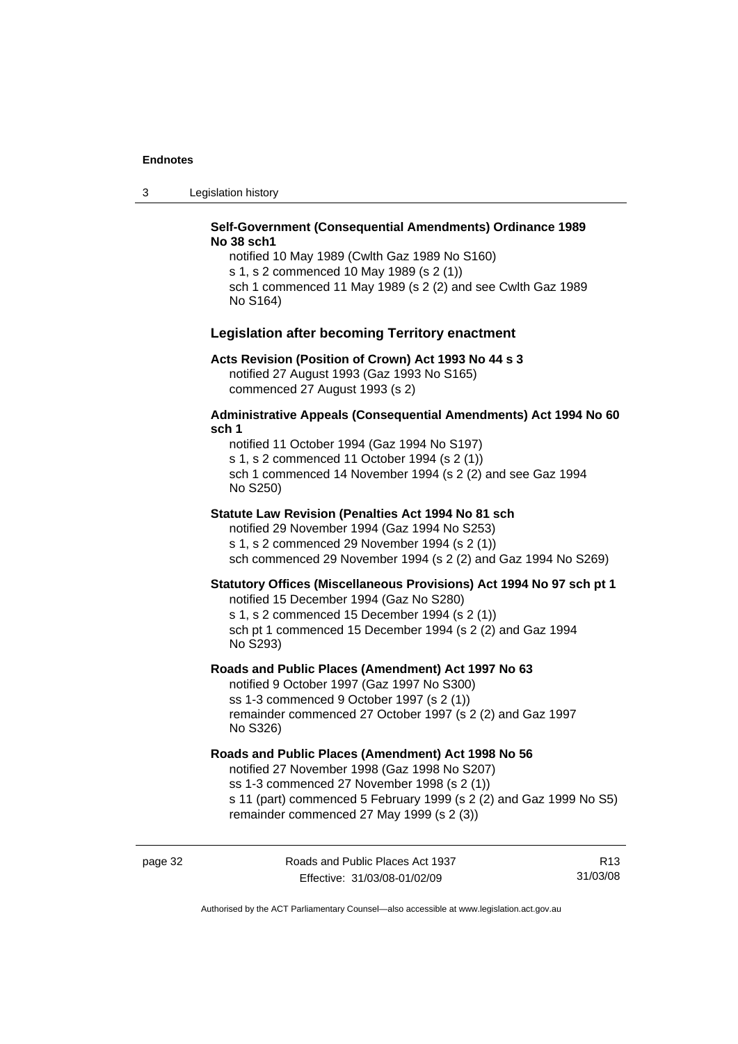**Self-Government (Consequential Amendments) Ordinance 1989 No 38 sch1**

notified 10 May 1989 (Cwlth Gaz 1989 No S160)
s 1, s 2 commenced 10 May 1989 (s 2 (1))
sch 1 commenced 11 May 1989 (s 2 (2) and see Cwlth Gaz 1989 No S164)

## Legislation after becoming Territory enactment

**Acts Revision (Position of Crown) Act 1993 No 44 s 3**

notified 27 August 1993 (Gaz 1993 No S165)
commenced 27 August 1993 (s 2)

**Administrative Appeals (Consequential Amendments) Act 1994 No 60 sch 1**

notified 11 October 1994 (Gaz 1994 No S197)
s 1, s 2 commenced 11 October 1994 (s 2 (1))
sch 1 commenced 14 November 1994 (s 2 (2) and see Gaz 1994 No S250)

**Statute Law Revision (Penalties Act 1994 No 81 sch**

notified 29 November 1994 (Gaz 1994 No S253)
s 1, s 2 commenced 29 November 1994 (s 2 (1))
sch commenced 29 November 1994 (s 2 (2) and Gaz 1994 No S269)

**Statutory Offices (Miscellaneous Provisions) Act 1994 No 97 sch pt 1**

notified 15 December 1994 (Gaz No S280)
s 1, s 2 commenced 15 December 1994 (s 2 (1))
sch pt 1 commenced 15 December 1994 (s 2 (2) and Gaz 1994 No S293)

**Roads and Public Places (Amendment) Act 1997 No 63**

notified 9 October 1997 (Gaz 1997 No S300)
ss 1-3 commenced 9 October 1997 (s 2 (1))
remainder commenced 27 October 1997 (s 2 (2) and Gaz 1997 No S326)

**Roads and Public Places (Amendment) Act 1998 No 56**

notified 27 November 1998 (Gaz 1998 No S207)
ss 1-3 commenced 27 November 1998 (s 2 (1))
s 11 (part) commenced 5 February 1999 (s 2 (2) and Gaz 1999 No S5)
remainder commenced 27 May 1999 (s 2 (3))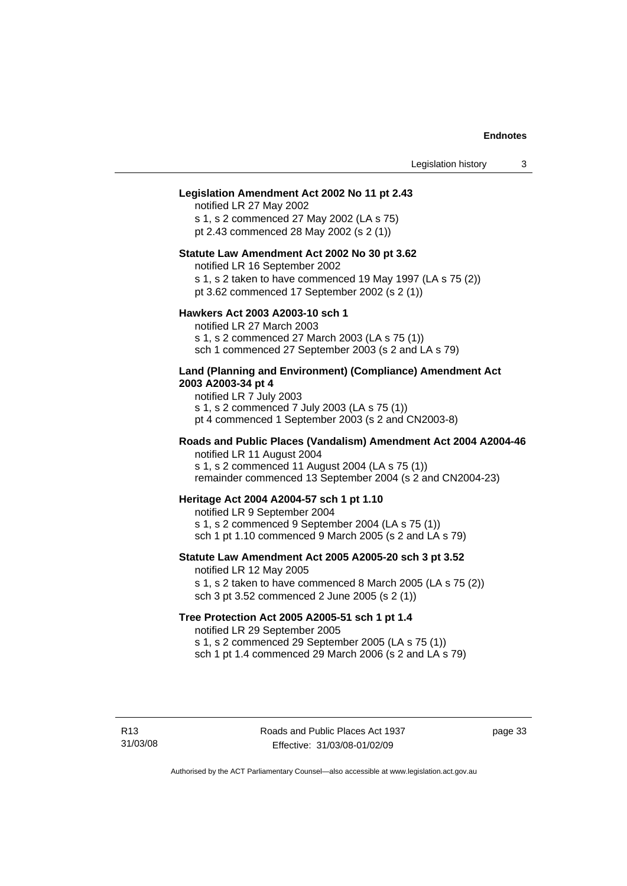**Legislation Amendment Act 2002 No 11 pt 2.43**

notified LR 27 May 2002
s 1, s 2 commenced 27 May 2002 (LA s 75)
pt 2.43 commenced 28 May 2002 (s 2 (1))

**Statute Law Amendment Act 2002 No 30 pt 3.62**

notified LR 16 September 2002
s 1, s 2 taken to have commenced 19 May 1997 (LA s 75 (2))
pt 3.62 commenced 17 September 2002 (s 2 (1))

**Hawkers Act 2003 A2003-10 sch 1**

notified LR 27 March 2003
s 1, s 2 commenced 27 March 2003 (LA s 75 (1))
sch 1 commenced 27 September 2003 (s 2 and LA s 79)

**Land (Planning and Environment) (Compliance) Amendment Act 2003 A2003-34 pt 4**

notified LR 7 July 2003
s 1, s 2 commenced 7 July 2003 (LA s 75 (1))
pt 4 commenced 1 September 2003 (s 2 and CN2003-8)

**Roads and Public Places (Vandalism) Amendment Act 2004 A2004-46**

notified LR 11 August 2004
s 1, s 2 commenced 11 August 2004 (LA s 75 (1))
remainder commenced 13 September 2004 (s 2 and CN2004-23)

**Heritage Act 2004 A2004-57 sch 1 pt 1.10**

notified LR 9 September 2004
s 1, s 2 commenced 9 September 2004 (LA s 75 (1))
sch 1 pt 1.10 commenced 9 March 2005 (s 2 and LA s 79)

**Statute Law Amendment Act 2005 A2005-20 sch 3 pt 3.52**

notified LR 12 May 2005
s 1, s 2 taken to have commenced 8 March 2005 (LA s 75 (2))
sch 3 pt 3.52 commenced 2 June 2005 (s 2 (1))

**Tree Protection Act 2005 A2005-51 sch 1 pt 1.4**

notified LR 29 September 2005
s 1, s 2 commenced 29 September 2005 (LA s 75 (1))
sch 1 pt 1.4 commenced 29 March 2006 (s 2 and LA s 79)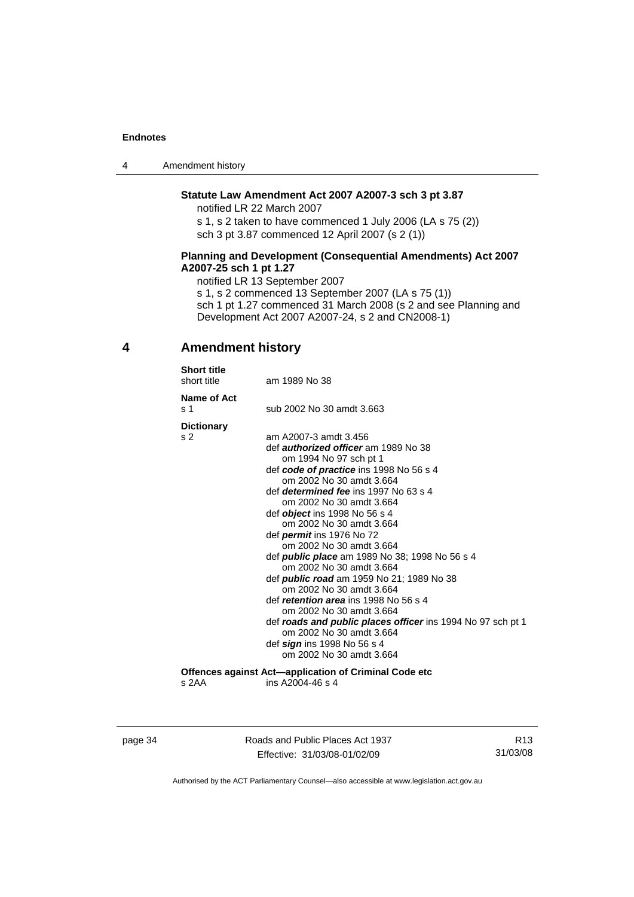**Statute Law Amendment Act 2007 A2007-3 sch 3 pt 3.87**

notified LR 22 March 2007

s 1, s 2 taken to have commenced 1 July 2006 (LA s 75 (2))

sch 3 pt 3.87 commenced 12 April 2007 (s 2 (1))

**Planning and Development (Consequential Amendments) Act 2007 A2007-25 sch 1 pt 1.27**

notified LR 13 September 2007

s 1, s 2 commenced 13 September 2007 (LA s 75 (1))

sch 1 pt 1.27 commenced 31 March 2008 (s 2 and see Planning and Development Act 2007 A2007-24, s 2 and CN2008-1)

## 4 Amendment history

**Short title**

short title — am 1989 No 38

**Name of Act**

s 1 — sub 2002 No 30 amdt 3.663

**Dictionary**

s 2 — am A2007-3 amdt 3.456

def ***authorized officer*** am 1989 No 38
om 1994 No 97 sch pt 1

def ***code of practice*** ins 1998 No 56 s 4
om 2002 No 30 amdt 3.664

def ***determined fee*** ins 1997 No 63 s 4
om 2002 No 30 amdt 3.664

def ***object*** ins 1998 No 56 s 4
om 2002 No 30 amdt 3.664

def ***permit*** ins 1976 No 72
om 2002 No 30 amdt 3.664

def ***public place*** am 1989 No 38; 1998 No 56 s 4
om 2002 No 30 amdt 3.664

def ***public road*** am 1959 No 21; 1989 No 38
om 2002 No 30 amdt 3.664

def ***retention area*** ins 1998 No 56 s 4
om 2002 No 30 amdt 3.664

def ***roads and public places officer*** ins 1994 No 97 sch pt 1
om 2002 No 30 amdt 3.664

def ***sign*** ins 1998 No 56 s 4
om 2002 No 30 amdt 3.664

**Offences against Act—application of Criminal Code etc**

s 2AA — ins A2004-46 s 4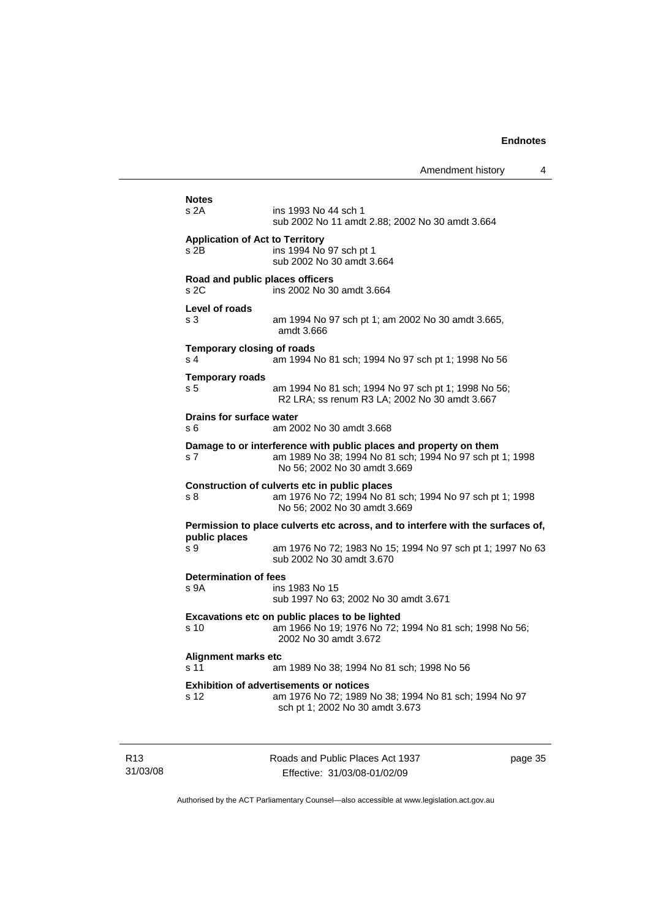**Notes**

s 2A ins 1993 No 44 sch 1
sub 2002 No 11 amdt 2.88; 2002 No 30 amdt 3.664

**Application of Act to Territory**

s 2B ins 1994 No 97 sch pt 1
sub 2002 No 30 amdt 3.664

**Road and public places officers**

s 2C ins 2002 No 30 amdt 3.664

**Level of roads**

s 3 am 1994 No 97 sch pt 1; am 2002 No 30 amdt 3.665, amdt 3.666

**Temporary closing of roads**

s 4 am 1994 No 81 sch; 1994 No 97 sch pt 1; 1998 No 56

**Temporary roads**

s 5 am 1994 No 81 sch; 1994 No 97 sch pt 1; 1998 No 56; R2 LRA; ss renum R3 LA; 2002 No 30 amdt 3.667

**Drains for surface water**

s 6 am 2002 No 30 amdt 3.668

**Damage to or interference with public places and property on them**

s 7 am 1989 No 38; 1994 No 81 sch; 1994 No 97 sch pt 1; 1998 No 56; 2002 No 30 amdt 3.669

**Construction of culverts etc in public places**

s 8 am 1976 No 72; 1994 No 81 sch; 1994 No 97 sch pt 1; 1998 No 56; 2002 No 30 amdt 3.669

**Permission to place culverts etc across, and to interfere with the surfaces of, public places**

s 9 am 1976 No 72; 1983 No 15; 1994 No 97 sch pt 1; 1997 No 63
sub 2002 No 30 amdt 3.670

**Determination of fees**

s 9A ins 1983 No 15
sub 1997 No 63; 2002 No 30 amdt 3.671

**Excavations etc on public places to be lighted**

s 10 am 1966 No 19; 1976 No 72; 1994 No 81 sch; 1998 No 56; 2002 No 30 amdt 3.672

**Alignment marks etc**

s 11 am 1989 No 38; 1994 No 81 sch; 1998 No 56

**Exhibition of advertisements or notices**

s 12 am 1976 No 72; 1989 No 38; 1994 No 81 sch; 1994 No 97 sch pt 1; 2002 No 30 amdt 3.673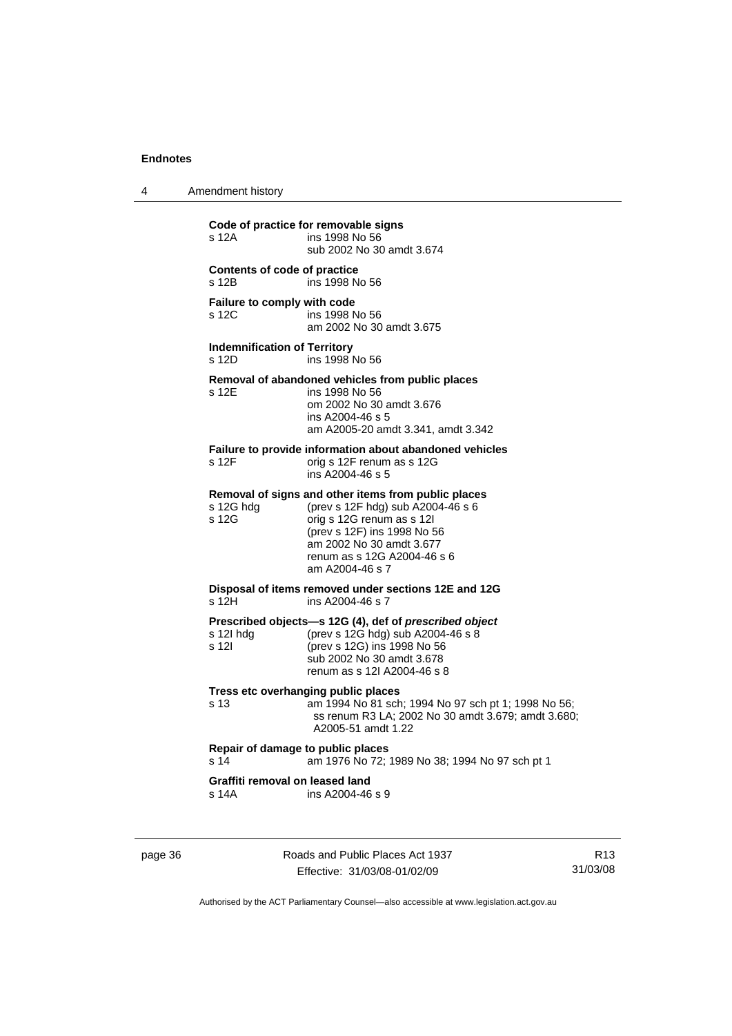**Code of practice for removable signs**
s 12A ins 1998 No 56
sub 2002 No 30 amdt 3.674

**Contents of code of practice**
s 12B ins 1998 No 56

**Failure to comply with code**
s 12C ins 1998 No 56
am 2002 No 30 amdt 3.675

**Indemnification of Territory**
s 12D ins 1998 No 56

**Removal of abandoned vehicles from public places**
s 12E ins 1998 No 56
om 2002 No 30 amdt 3.676
ins A2004-46 s 5
am A2005-20 amdt 3.341, amdt 3.342

**Failure to provide information about abandoned vehicles**
s 12F orig s 12F renum as s 12G
ins A2004-46 s 5

**Removal of signs and other items from public places**
s 12G hdg (prev s 12F hdg) sub A2004-46 s 6
s 12G orig s 12G renum as s 12I
(prev s 12F) ins 1998 No 56
am 2002 No 30 amdt 3.677
renum as s 12G A2004-46 s 6
am A2004-46 s 7

**Disposal of items removed under sections 12E and 12G**
s 12H ins A2004-46 s 7

**Prescribed objects—s 12G (4), def of *prescribed object***
s 12I hdg (prev s 12G hdg) sub A2004-46 s 8
s 12I (prev s 12G) ins 1998 No 56
sub 2002 No 30 amdt 3.678
renum as s 12I A2004-46 s 8

**Tress etc overhanging public places**
s 13 am 1994 No 81 sch; 1994 No 97 sch pt 1; 1998 No 56; ss renum R3 LA; 2002 No 30 amdt 3.679; amdt 3.680; A2005-51 amdt 1.22

**Repair of damage to public places**
s 14 am 1976 No 72; 1989 No 38; 1994 No 97 sch pt 1

**Graffiti removal on leased land**
s 14A ins A2004-46 s 9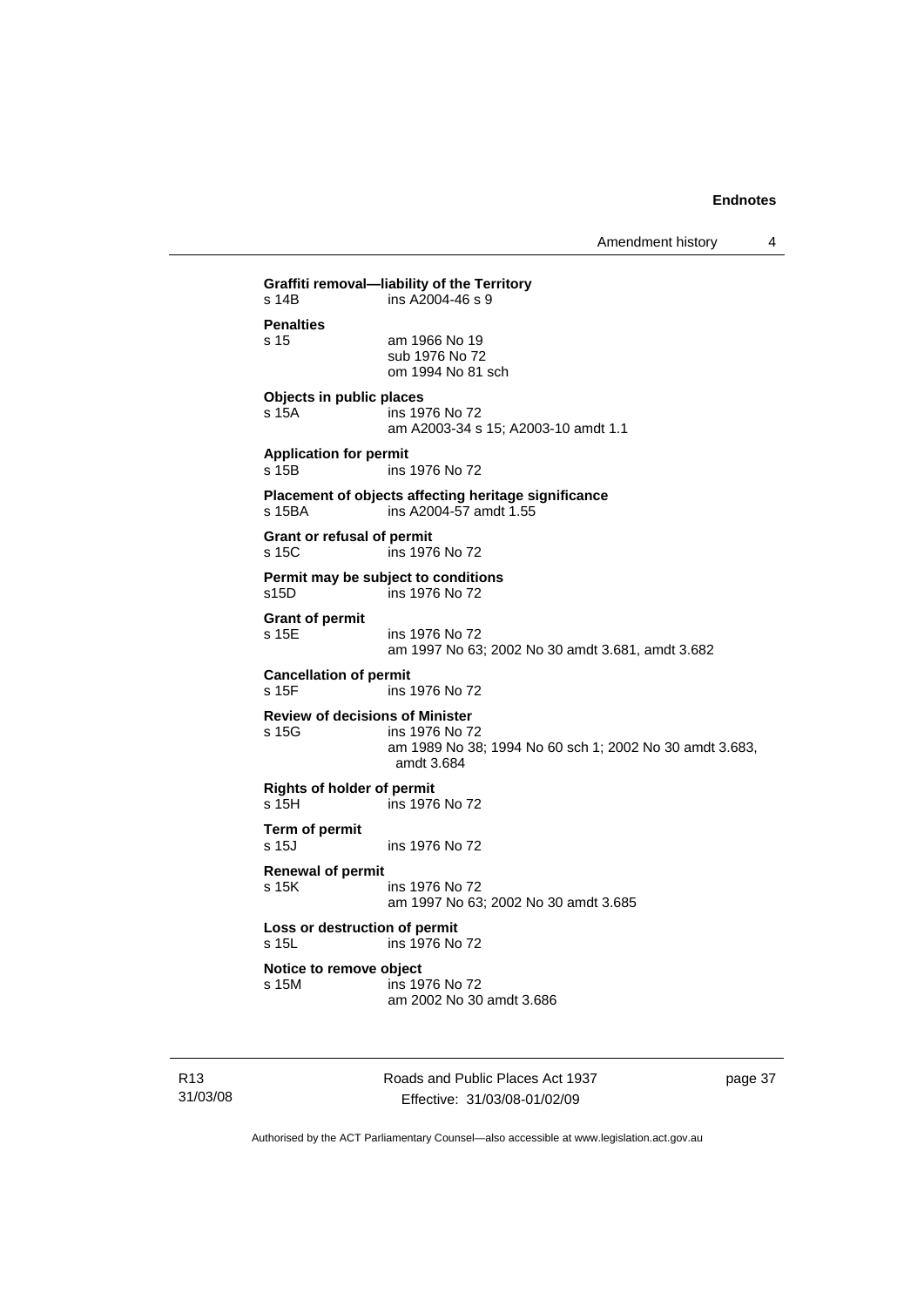**Graffiti removal—liability of the Territory**
s 14B ins A2004-46 s 9

**Penalties**
s 15 am 1966 No 19
sub 1976 No 72
om 1994 No 81 sch

**Objects in public places**
s 15A ins 1976 No 72
am A2003-34 s 15; A2003-10 amdt 1.1

**Application for permit**
s 15B ins 1976 No 72

**Placement of objects affecting heritage significance**
s 15BA ins A2004-57 amdt 1.55

**Grant or refusal of permit**
s 15C ins 1976 No 72

**Permit may be subject to conditions**
s15D ins 1976 No 72

**Grant of permit**
s 15E ins 1976 No 72
am 1997 No 63; 2002 No 30 amdt 3.681, amdt 3.682

**Cancellation of permit**
s 15F ins 1976 No 72

**Review of decisions of Minister**
s 15G ins 1976 No 72
am 1989 No 38; 1994 No 60 sch 1; 2002 No 30 amdt 3.683, amdt 3.684

**Rights of holder of permit**
s 15H ins 1976 No 72

**Term of permit**
s 15J ins 1976 No 72

**Renewal of permit**
s 15K ins 1976 No 72
am 1997 No 63; 2002 No 30 amdt 3.685

**Loss or destruction of permit**
s 15L ins 1976 No 72

**Notice to remove object**
s 15M ins 1976 No 72
am 2002 No 30 amdt 3.686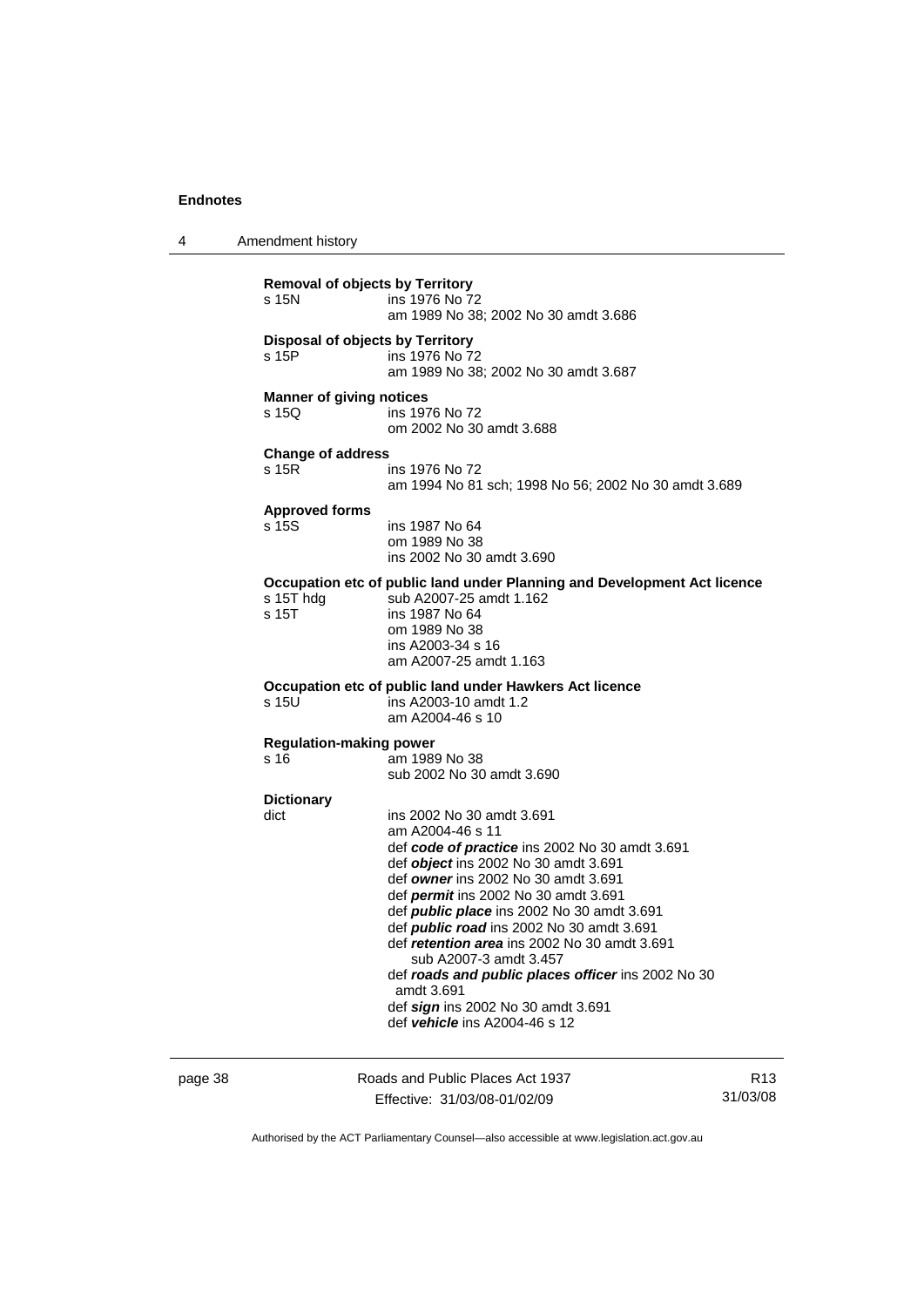**Removal of objects by Territory**

s 15N ins 1976 No 72
am 1989 No 38; 2002 No 30 amdt 3.686

**Disposal of objects by Territory**

s 15P ins 1976 No 72
am 1989 No 38; 2002 No 30 amdt 3.687

**Manner of giving notices**

s 15Q ins 1976 No 72
om 2002 No 30 amdt 3.688

**Change of address**

s 15R ins 1976 No 72
am 1994 No 81 sch; 1998 No 56; 2002 No 30 amdt 3.689

**Approved forms**

s 15S ins 1987 No 64
om 1989 No 38
ins 2002 No 30 amdt 3.690

**Occupation etc of public land under Planning and Development Act licence**

s 15T hdg sub A2007-25 amdt 1.162
s 15T ins 1987 No 64
om 1989 No 38
ins A2003-34 s 16
am A2007-25 amdt 1.163

**Occupation etc of public land under Hawkers Act licence**

s 15U ins A2003-10 amdt 1.2
am A2004-46 s 10

**Regulation-making power**

s 16 am 1989 No 38
sub 2002 No 30 amdt 3.690

**Dictionary**

dict ins 2002 No 30 amdt 3.691
am A2004-46 s 11
def ***code of practice*** ins 2002 No 30 amdt 3.691
def ***object*** ins 2002 No 30 amdt 3.691
def ***owner*** ins 2002 No 30 amdt 3.691
def ***permit*** ins 2002 No 30 amdt 3.691
def ***public place*** ins 2002 No 30 amdt 3.691
def ***public road*** ins 2002 No 30 amdt 3.691
def ***retention area*** ins 2002 No 30 amdt 3.691
sub A2007-3 amdt 3.457
def ***roads and public places officer*** ins 2002 No 30 amdt 3.691
def ***sign*** ins 2002 No 30 amdt 3.691
def ***vehicle*** ins A2004-46 s 12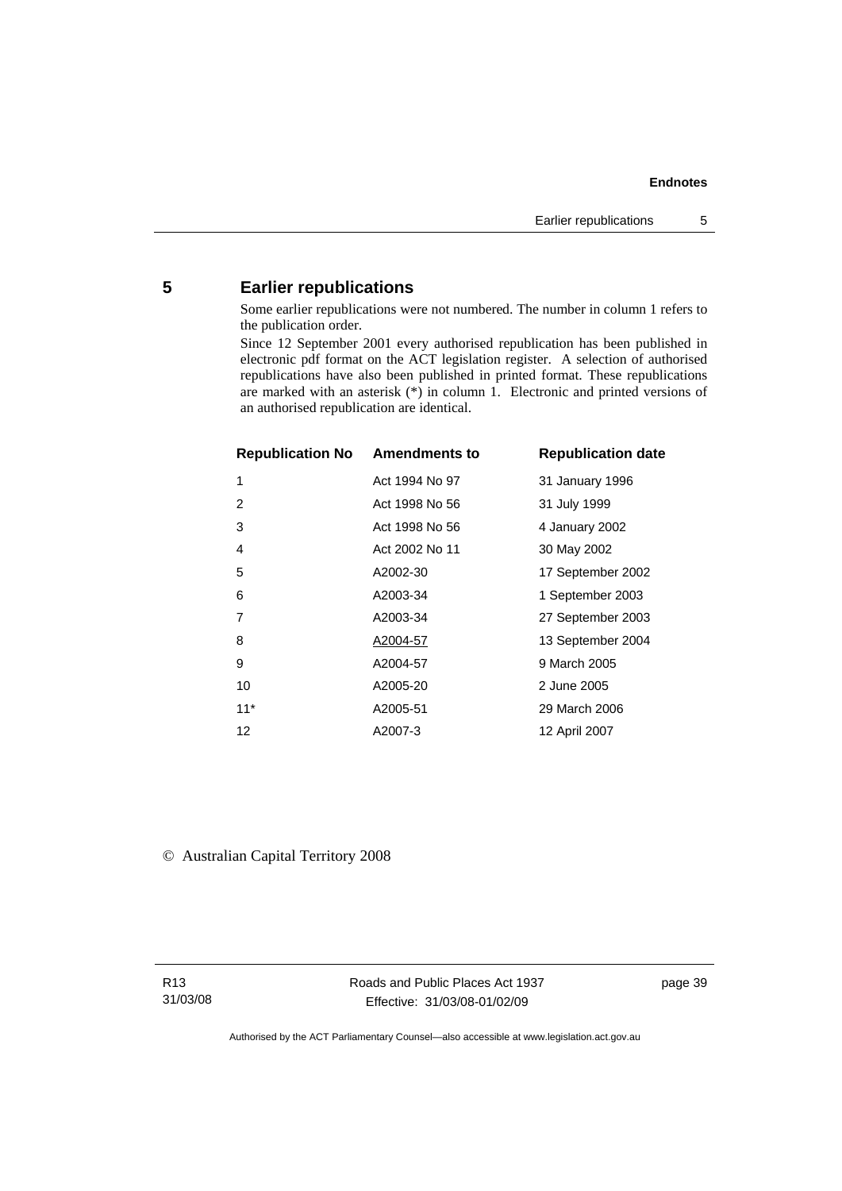## 5 Earlier republications

Some earlier republications were not numbered. The number in column 1 refers to the publication order.

Since 12 September 2001 every authorised republication has been published in electronic pdf format on the ACT legislation register. A selection of authorised republications have also been published in printed format. These republications are marked with an asterisk (*) in column 1. Electronic and printed versions of an authorised republication are identical.

| Republication No | Amendments to | Republication date |
|---|---|---|
| 1 | Act 1994 No 97 | 31 January 1996 |
| 2 | Act 1998 No 56 | 31 July 1999 |
| 3 | Act 1998 No 56 | 4 January 2002 |
| 4 | Act 2002 No 11 | 30 May 2002 |
| 5 | A2002-30 | 17 September 2002 |
| 6 | A2003-34 | 1 September 2003 |
| 7 | A2003-34 | 27 September 2003 |
| 8 | A2004-57 | 13 September 2004 |
| 9 | A2004-57 | 9 March 2005 |
| 10 | A2005-20 | 2 June 2005 |
| 11* | A2005-51 | 29 March 2006 |
| 12 | A2007-3 | 12 April 2007 |

© Australian Capital Territory 2008